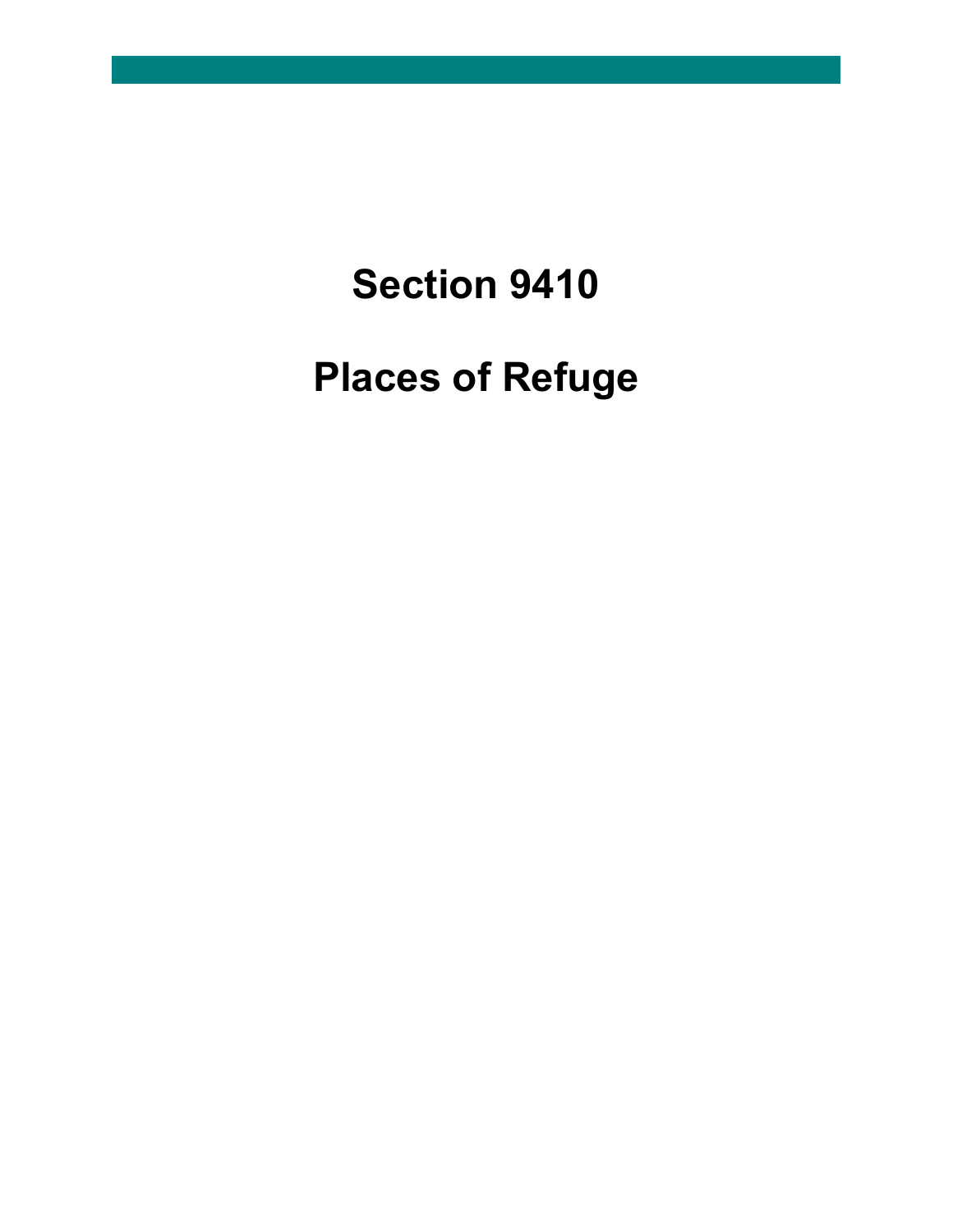# Section 9410

# Places of Refuge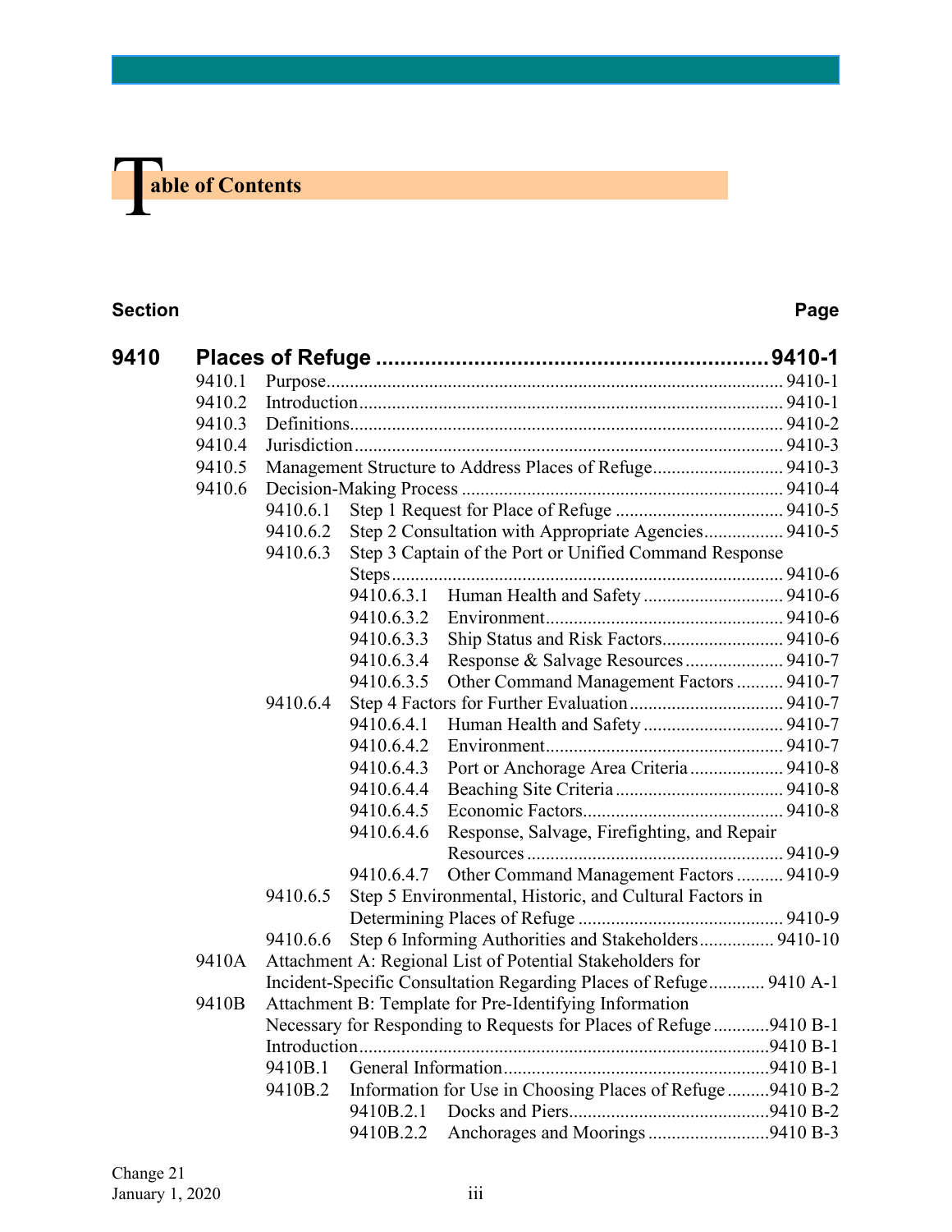# Table of Contents

| Section | | | | Page |
|---|---|---|---|---|
| **9410** | **Places of Refuge** | | | **9410-1** |
| | 9410.1 | Purpose | | 9410-1 |
| | 9410.2 | Introduction | | 9410-1 |
| | 9410.3 | Definitions | | 9410-2 |
| | 9410.4 | Jurisdiction | | 9410-3 |
| | 9410.5 | Management Structure to Address Places of Refuge | | 9410-3 |
| | 9410.6 | Decision-Making Process | | 9410-4 |
| | | 9410.6.1 | Step 1 Request for Place of Refuge | 9410-5 |
| | | 9410.6.2 | Step 2 Consultation with Appropriate Agencies | 9410-5 |
| | | 9410.6.3 | Step 3 Captain of the Port or Unified Command Response Steps | 9410-6 |
| | | 9410.6.3.1 | Human Health and Safety | 9410-6 |
| | | 9410.6.3.2 | Environment | 9410-6 |
| | | 9410.6.3.3 | Ship Status and Risk Factors | 9410-6 |
| | | 9410.6.3.4 | Response & Salvage Resources | 9410-7 |
| | | 9410.6.3.5 | Other Command Management Factors | 9410-7 |
| | | 9410.6.4 | Step 4 Factors for Further Evaluation | 9410-7 |
| | | 9410.6.4.1 | Human Health and Safety | 9410-7 |
| | | 9410.6.4.2 | Environment | 9410-7 |
| | | 9410.6.4.3 | Port or Anchorage Area Criteria | 9410-8 |
| | | 9410.6.4.4 | Beaching Site Criteria | 9410-8 |
| | | 9410.6.4.5 | Economic Factors | 9410-8 |
| | | 9410.6.4.6 | Response, Salvage, Firefighting, and Repair Resources | 9410-9 |
| | | 9410.6.4.7 | Other Command Management Factors | 9410-9 |
| | | 9410.6.5 | Step 5 Environmental, Historic, and Cultural Factors in Determining Places of Refuge | 9410-9 |
| | | 9410.6.6 | Step 6 Informing Authorities and Stakeholders | 9410-10 |
| | 9410A | Attachment A: Regional List of Potential Stakeholders for Incident-Specific Consultation Regarding Places of Refuge | | 9410 A-1 |
| | 9410B | Attachment B: Template for Pre-Identifying Information Necessary for Responding to Requests for Places of Refuge | | 9410 B-1 |
| | | Introduction | | 9410 B-1 |
| | | 9410B.1 | General Information | 9410 B-1 |
| | | 9410B.2 | Information for Use in Choosing Places of Refuge | 9410 B-2 |
| | | 9410B.2.1 | Docks and Piers | 9410 B-2 |
| | | 9410B.2.2 | Anchorages and Moorings | 9410 B-3 |

Change 21
January 1, 2020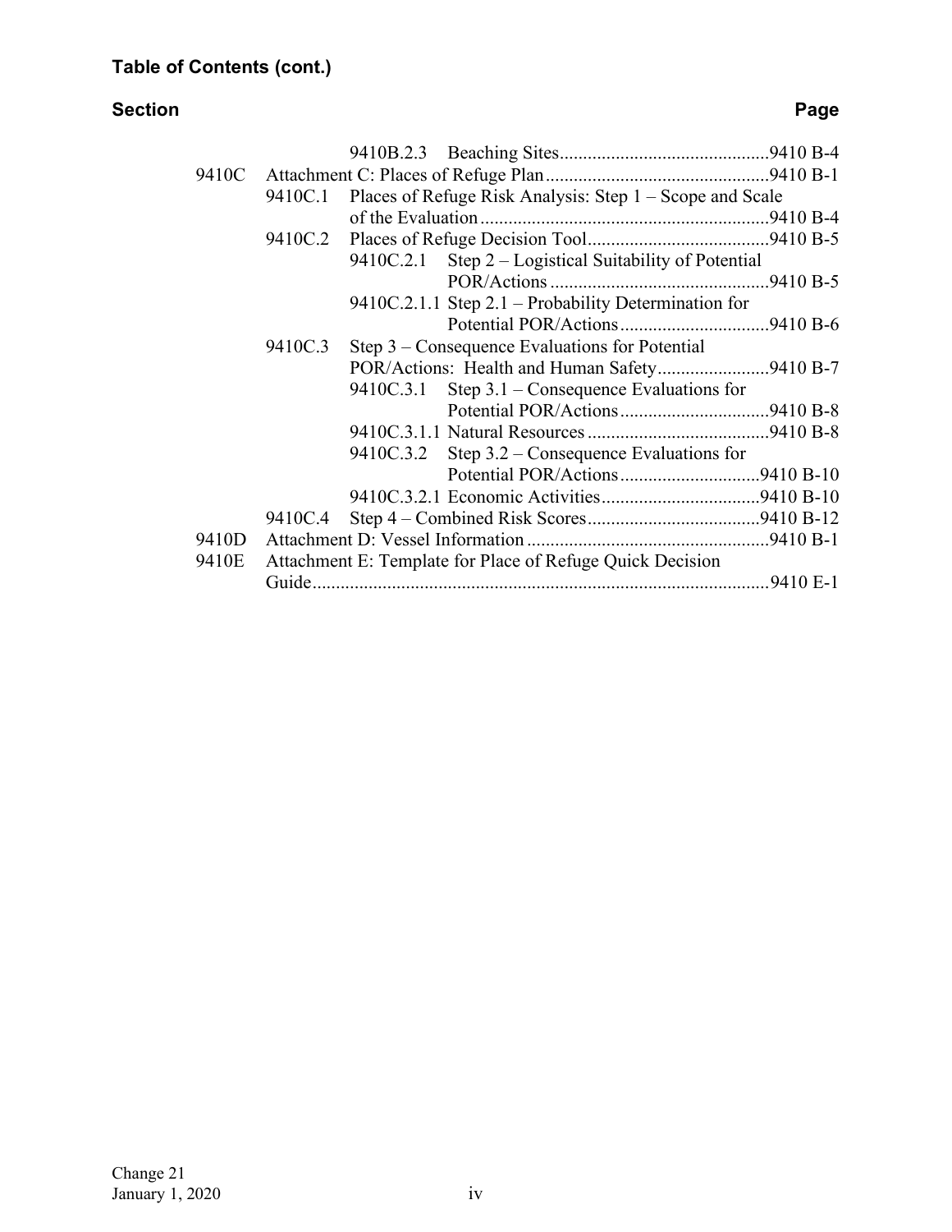**Table of Contents (cont.)**

| Section | Page |
|---|---|
| 9410B.2.3 Beaching Sites | 9410 B-4 |
| 9410C Attachment C: Places of Refuge Plan | 9410 B-1 |
| 9410C.1 Places of Refuge Risk Analysis: Step 1 – Scope and Scale of the Evaluation | 9410 B-4 |
| 9410C.2 Places of Refuge Decision Tool | 9410 B-5 |
| 9410C.2.1 Step 2 – Logistical Suitability of Potential POR/Actions | 9410 B-5 |
| 9410C.2.1.1 Step 2.1 – Probability Determination for Potential POR/Actions | 9410 B-6 |
| 9410C.3 Step 3 – Consequence Evaluations for Potential POR/Actions: Health and Human Safety | 9410 B-7 |
| 9410C.3.1 Step 3.1 – Consequence Evaluations for Potential POR/Actions | 9410 B-8 |
| 9410C.3.1.1 Natural Resources | 9410 B-8 |
| 9410C.3.2 Step 3.2 – Consequence Evaluations for Potential POR/Actions | 9410 B-10 |
| 9410C.3.2.1 Economic Activities | 9410 B-10 |
| 9410C.4 Step 4 – Combined Risk Scores | 9410 B-12 |
| 9410D Attachment D: Vessel Information | 9410 B-1 |
| 9410E Attachment E: Template for Place of Refuge Quick Decision Guide | 9410 E-1 |

Change 21
January 1, 2020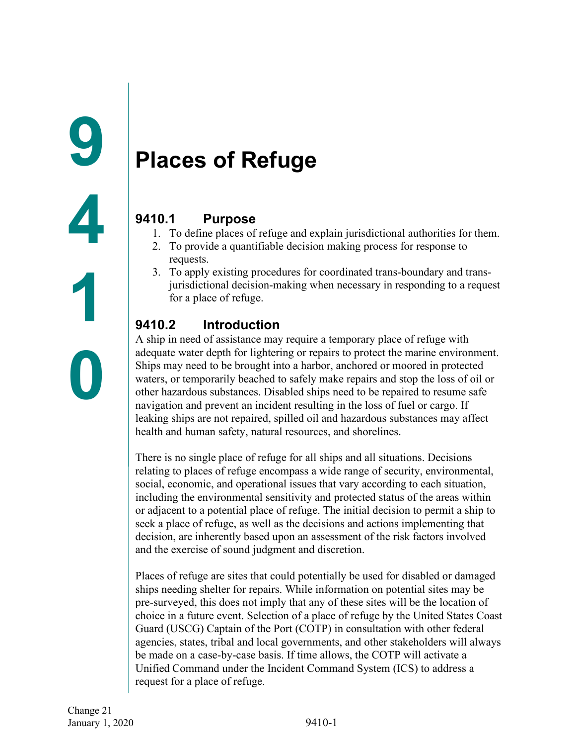# 9410 Places of Refuge

## 9410.1 Purpose

1. To define places of refuge and explain jurisdictional authorities for them.
2. To provide a quantifiable decision making process for response to requests.
3. To apply existing procedures for coordinated trans-boundary and trans-jurisdictional decision-making when necessary in responding to a request for a place of refuge.

## 9410.2 Introduction

A ship in need of assistance may require a temporary place of refuge with adequate water depth for lightering or repairs to protect the marine environment. Ships may need to be brought into a harbor, anchored or moored in protected waters, or temporarily beached to safely make repairs and stop the loss of oil or other hazardous substances. Disabled ships need to be repaired to resume safe navigation and prevent an incident resulting in the loss of fuel or cargo. If leaking ships are not repaired, spilled oil and hazardous substances may affect health and human safety, natural resources, and shorelines.

There is no single place of refuge for all ships and all situations. Decisions relating to places of refuge encompass a wide range of security, environmental, social, economic, and operational issues that vary according to each situation, including the environmental sensitivity and protected status of the areas within or adjacent to a potential place of refuge. The initial decision to permit a ship to seek a place of refuge, as well as the decisions and actions implementing that decision, are inherently based upon an assessment of the risk factors involved and the exercise of sound judgment and discretion.

Places of refuge are sites that could potentially be used for disabled or damaged ships needing shelter for repairs. While information on potential sites may be pre-surveyed, this does not imply that any of these sites will be the location of choice in a future event. Selection of a place of refuge by the United States Coast Guard (USCG) Captain of the Port (COTP) in consultation with other federal agencies, states, tribal and local governments, and other stakeholders will always be made on a case-by-case basis. If time allows, the COTP will activate a Unified Command under the Incident Command System (ICS) to address a request for a place of refuge.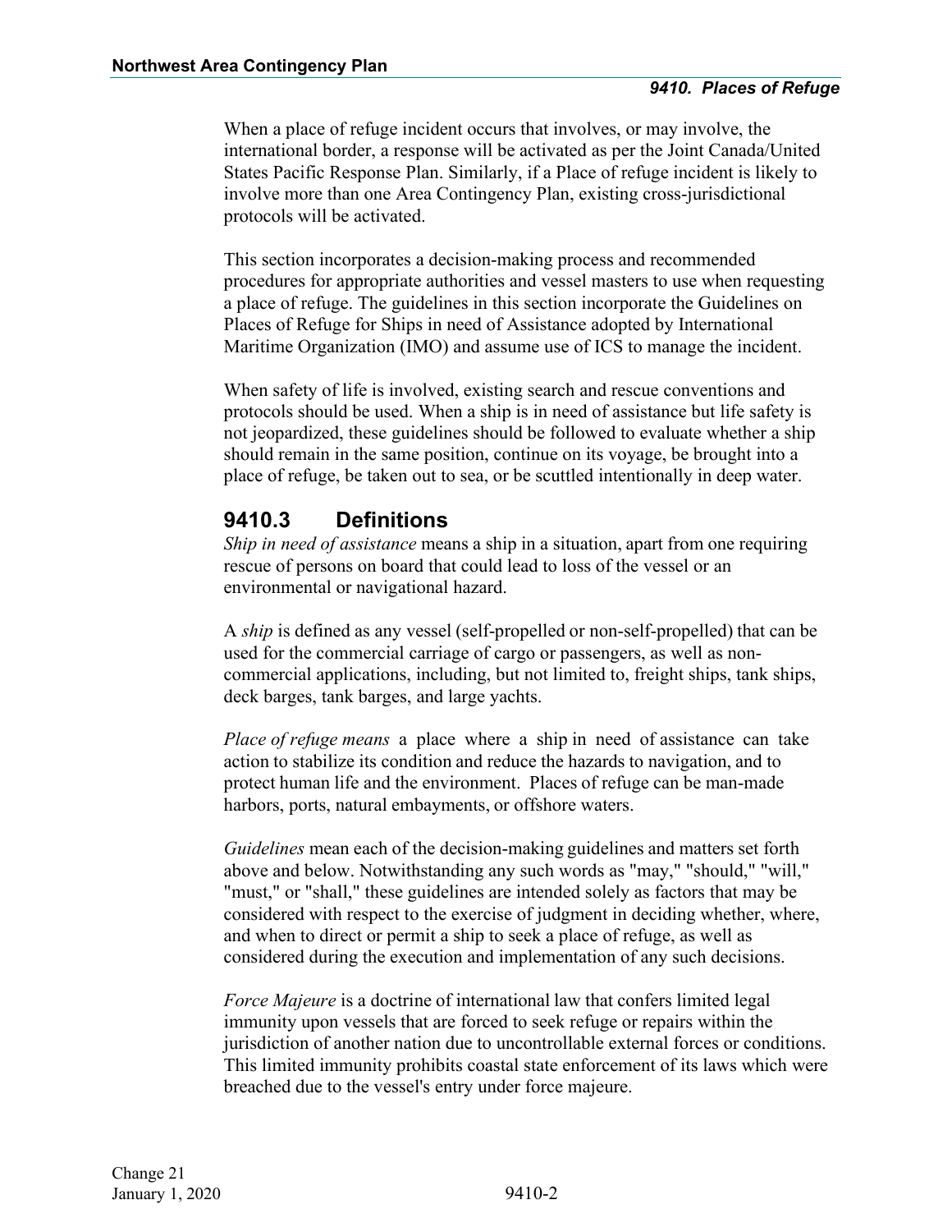When a place of refuge incident occurs that involves, or may involve, the international border, a response will be activated as per the Joint Canada/United States Pacific Response Plan. Similarly, if a Place of refuge incident is likely to involve more than one Area Contingency Plan, existing cross-jurisdictional protocols will be activated.

This section incorporates a decision-making process and recommended procedures for appropriate authorities and vessel masters to use when requesting a place of refuge. The guidelines in this section incorporate the Guidelines on Places of Refuge for Ships in need of Assistance adopted by International Maritime Organization (IMO) and assume use of ICS to manage the incident.

When safety of life is involved, existing search and rescue conventions and protocols should be used. When a ship is in need of assistance but life safety is not jeopardized, these guidelines should be followed to evaluate whether a ship should remain in the same position, continue on its voyage, be brought into a place of refuge, be taken out to sea, or be scuttled intentionally in deep water.

## 9410.3 Definitions

*Ship in need of assistance* means a ship in a situation, apart from one requiring rescue of persons on board that could lead to loss of the vessel or an environmental or navigational hazard.

A *ship* is defined as any vessel (self-propelled or non-self-propelled) that can be used for the commercial carriage of cargo or passengers, as well as non-commercial applications, including, but not limited to, freight ships, tank ships, deck barges, tank barges, and large yachts.

*Place of refuge means* a place where a ship in need of assistance can take action to stabilize its condition and reduce the hazards to navigation, and to protect human life and the environment. Places of refuge can be man-made harbors, ports, natural embayments, or offshore waters.

*Guidelines* mean each of the decision-making guidelines and matters set forth above and below. Notwithstanding any such words as "may," "should," "will," "must," or "shall," these guidelines are intended solely as factors that may be considered with respect to the exercise of judgment in deciding whether, where, and when to direct or permit a ship to seek a place of refuge, as well as considered during the execution and implementation of any such decisions.

*Force Majeure* is a doctrine of international law that confers limited legal immunity upon vessels that are forced to seek refuge or repairs within the jurisdiction of another nation due to uncontrollable external forces or conditions. This limited immunity prohibits coastal state enforcement of its laws which were breached due to the vessel's entry under force majeure.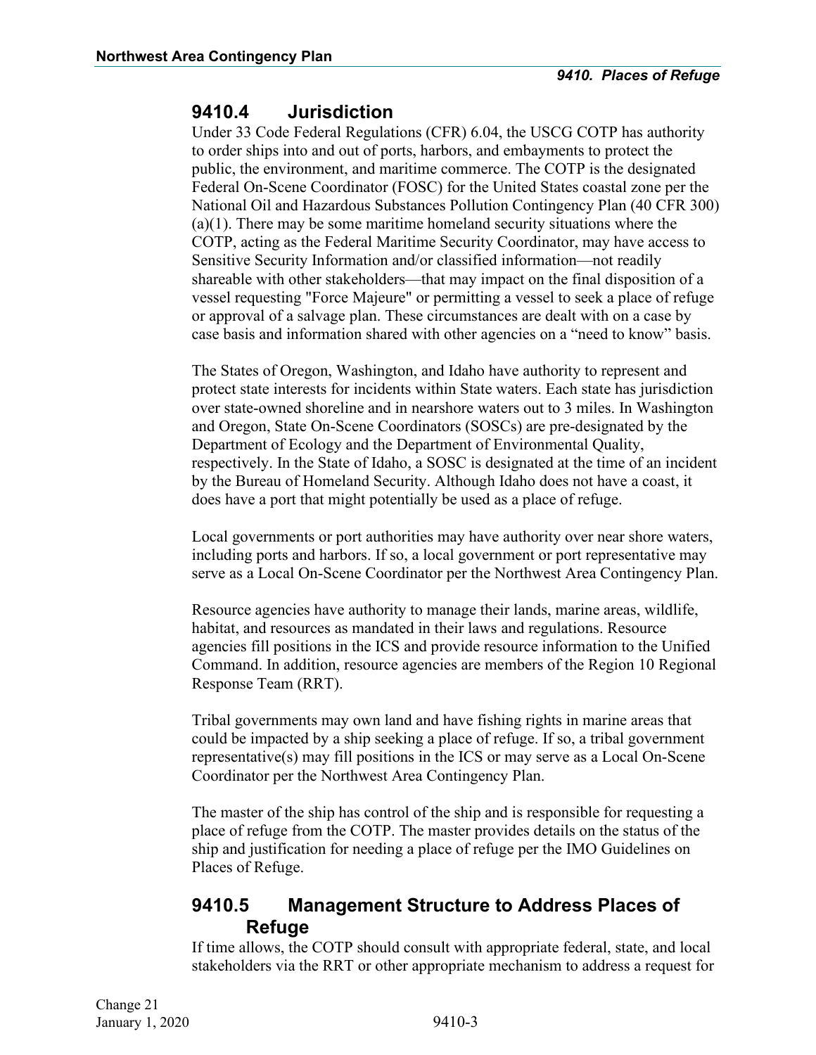## 9410.4 Jurisdiction

Under 33 Code Federal Regulations (CFR) 6.04, the USCG COTP has authority to order ships into and out of ports, harbors, and embayments to protect the public, the environment, and maritime commerce. The COTP is the designated Federal On-Scene Coordinator (FOSC) for the United States coastal zone per the National Oil and Hazardous Substances Pollution Contingency Plan (40 CFR 300) (a)(1). There may be some maritime homeland security situations where the COTP, acting as the Federal Maritime Security Coordinator, may have access to Sensitive Security Information and/or classified information—not readily shareable with other stakeholders—that may impact on the final disposition of a vessel requesting "Force Majeure" or permitting a vessel to seek a place of refuge or approval of a salvage plan. These circumstances are dealt with on a case by case basis and information shared with other agencies on a "need to know" basis.

The States of Oregon, Washington, and Idaho have authority to represent and protect state interests for incidents within State waters. Each state has jurisdiction over state-owned shoreline and in nearshore waters out to 3 miles. In Washington and Oregon, State On-Scene Coordinators (SOSCs) are pre-designated by the Department of Ecology and the Department of Environmental Quality, respectively. In the State of Idaho, a SOSC is designated at the time of an incident by the Bureau of Homeland Security. Although Idaho does not have a coast, it does have a port that might potentially be used as a place of refuge.

Local governments or port authorities may have authority over near shore waters, including ports and harbors. If so, a local government or port representative may serve as a Local On-Scene Coordinator per the Northwest Area Contingency Plan.

Resource agencies have authority to manage their lands, marine areas, wildlife, habitat, and resources as mandated in their laws and regulations. Resource agencies fill positions in the ICS and provide resource information to the Unified Command. In addition, resource agencies are members of the Region 10 Regional Response Team (RRT).

Tribal governments may own land and have fishing rights in marine areas that could be impacted by a ship seeking a place of refuge. If so, a tribal government representative(s) may fill positions in the ICS or may serve as a Local On-Scene Coordinator per the Northwest Area Contingency Plan.

The master of the ship has control of the ship and is responsible for requesting a place of refuge from the COTP. The master provides details on the status of the ship and justification for needing a place of refuge per the IMO Guidelines on Places of Refuge.

## 9410.5 Management Structure to Address Places of Refuge

If time allows, the COTP should consult with appropriate federal, state, and local stakeholders via the RRT or other appropriate mechanism to address a request for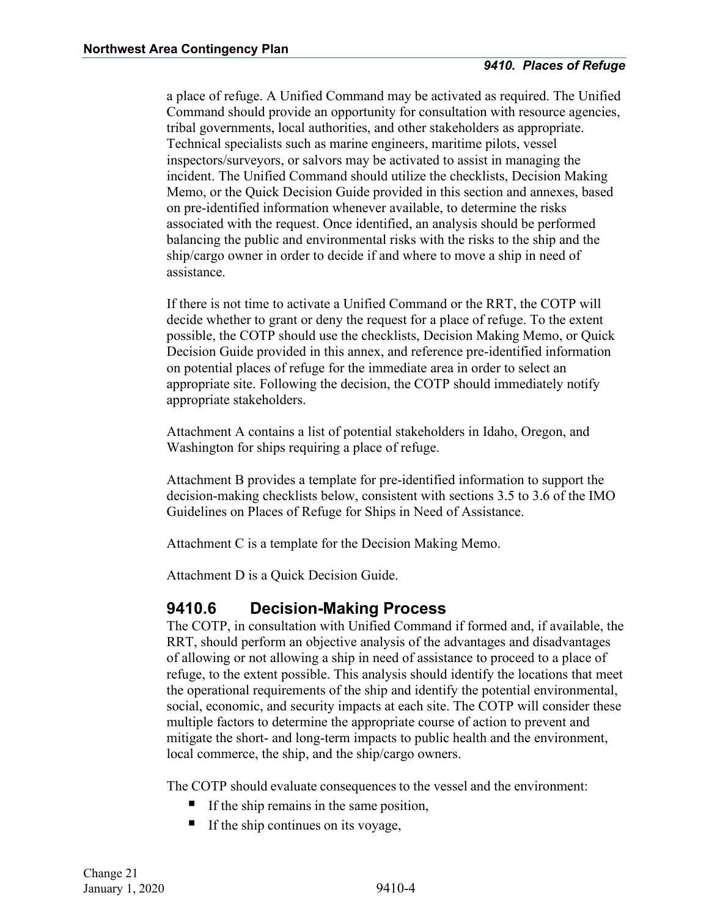a place of refuge. A Unified Command may be activated as required. The Unified Command should provide an opportunity for consultation with resource agencies, tribal governments, local authorities, and other stakeholders as appropriate. Technical specialists such as marine engineers, maritime pilots, vessel inspectors/surveyors, or salvors may be activated to assist in managing the incident. The Unified Command should utilize the checklists, Decision Making Memo, or the Quick Decision Guide provided in this section and annexes, based on pre-identified information whenever available, to determine the risks associated with the request. Once identified, an analysis should be performed balancing the public and environmental risks with the risks to the ship and the ship/cargo owner in order to decide if and where to move a ship in need of assistance.

If there is not time to activate a Unified Command or the RRT, the COTP will decide whether to grant or deny the request for a place of refuge. To the extent possible, the COTP should use the checklists, Decision Making Memo, or Quick Decision Guide provided in this annex, and reference pre-identified information on potential places of refuge for the immediate area in order to select an appropriate site. Following the decision, the COTP should immediately notify appropriate stakeholders.

Attachment A contains a list of potential stakeholders in Idaho, Oregon, and Washington for ships requiring a place of refuge.

Attachment B provides a template for pre-identified information to support the decision-making checklists below, consistent with sections 3.5 to 3.6 of the IMO Guidelines on Places of Refuge for Ships in Need of Assistance.

Attachment C is a template for the Decision Making Memo.

Attachment D is a Quick Decision Guide.

## 9410.6 Decision-Making Process

The COTP, in consultation with Unified Command if formed and, if available, the RRT, should perform an objective analysis of the advantages and disadvantages of allowing or not allowing a ship in need of assistance to proceed to a place of refuge, to the extent possible. This analysis should identify the locations that meet the operational requirements of the ship and identify the potential environmental, social, economic, and security impacts at each site. The COTP will consider these multiple factors to determine the appropriate course of action to prevent and mitigate the short- and long-term impacts to public health and the environment, local commerce, the ship, and the ship/cargo owners.

The COTP should evaluate consequences to the vessel and the environment:

- If the ship remains in the same position,
- If the ship continues on its voyage,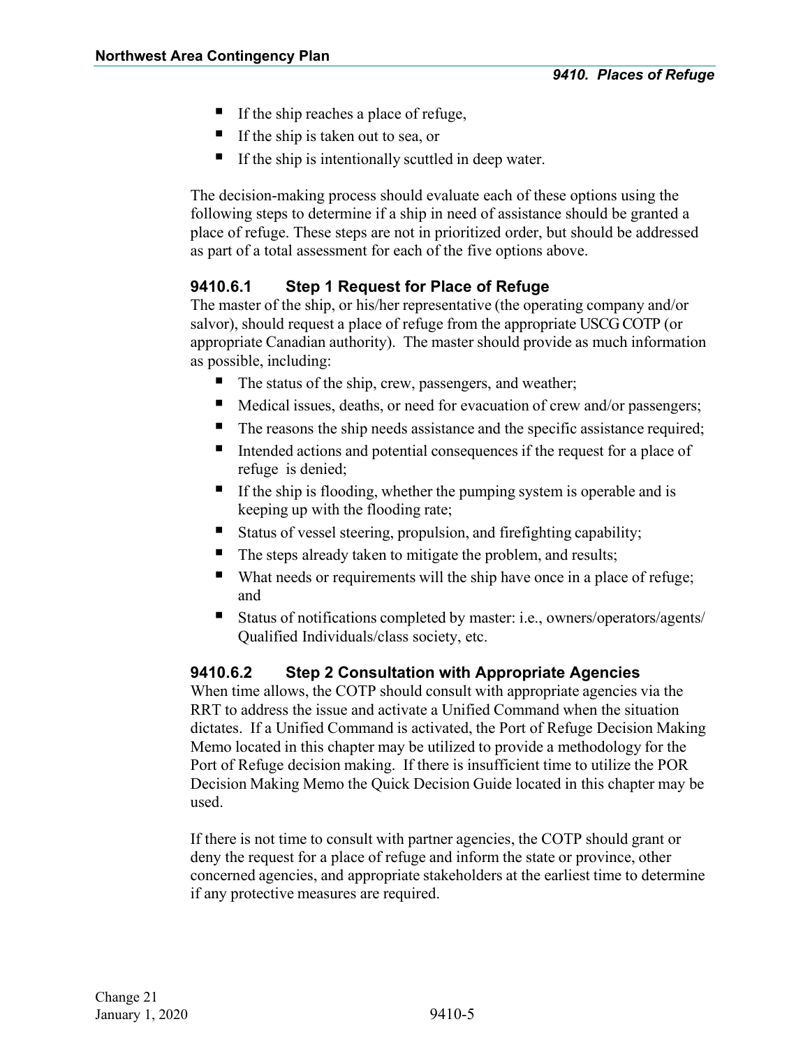- If the ship reaches a place of refuge,
- If the ship is taken out to sea, or
- If the ship is intentionally scuttled in deep water.

The decision-making process should evaluate each of these options using the following steps to determine if a ship in need of assistance should be granted a place of refuge. These steps are not in prioritized order, but should be addressed as part of a total assessment for each of the five options above.

### 9410.6.1 Step 1 Request for Place of Refuge

The master of the ship, or his/her representative (the operating company and/or salvor), should request a place of refuge from the appropriate USCG COTP (or appropriate Canadian authority). The master should provide as much information as possible, including:

- The status of the ship, crew, passengers, and weather;
- Medical issues, deaths, or need for evacuation of crew and/or passengers;
- The reasons the ship needs assistance and the specific assistance required;
- Intended actions and potential consequences if the request for a place of refuge is denied;
- If the ship is flooding, whether the pumping system is operable and is keeping up with the flooding rate;
- Status of vessel steering, propulsion, and firefighting capability;
- The steps already taken to mitigate the problem, and results;
- What needs or requirements will the ship have once in a place of refuge; and
- Status of notifications completed by master: i.e., owners/operators/agents/ Qualified Individuals/class society, etc.

### 9410.6.2 Step 2 Consultation with Appropriate Agencies

When time allows, the COTP should consult with appropriate agencies via the RRT to address the issue and activate a Unified Command when the situation dictates. If a Unified Command is activated, the Port of Refuge Decision Making Memo located in this chapter may be utilized to provide a methodology for the Port of Refuge decision making. If there is insufficient time to utilize the POR Decision Making Memo the Quick Decision Guide located in this chapter may be used.

If there is not time to consult with partner agencies, the COTP should grant or deny the request for a place of refuge and inform the state or province, other concerned agencies, and appropriate stakeholders at the earliest time to determine if any protective measures are required.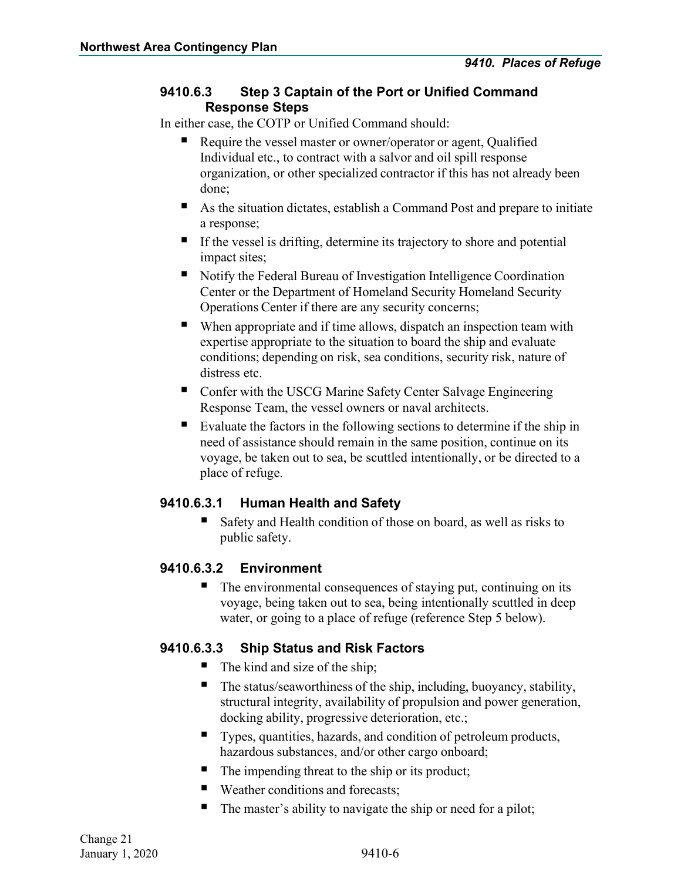### 9410.6.3 Step 3 Captain of the Port or Unified Command Response Steps

In either case, the COTP or Unified Command should:

- Require the vessel master or owner/operator or agent, Qualified Individual etc., to contract with a salvor and oil spill response organization, or other specialized contractor if this has not already been done;
- As the situation dictates, establish a Command Post and prepare to initiate a response;
- If the vessel is drifting, determine its trajectory to shore and potential impact sites;
- Notify the Federal Bureau of Investigation Intelligence Coordination Center or the Department of Homeland Security Homeland Security Operations Center if there are any security concerns;
- When appropriate and if time allows, dispatch an inspection team with expertise appropriate to the situation to board the ship and evaluate conditions; depending on risk, sea conditions, security risk, nature of distress etc.
- Confer with the USCG Marine Safety Center Salvage Engineering Response Team, the vessel owners or naval architects.
- Evaluate the factors in the following sections to determine if the ship in need of assistance should remain in the same position, continue on its voyage, be taken out to sea, be scuttled intentionally, or be directed to a place of refuge.

#### 9410.6.3.1 Human Health and Safety

- Safety and Health condition of those on board, as well as risks to public safety.

#### 9410.6.3.2 Environment

- The environmental consequences of staying put, continuing on its voyage, being taken out to sea, being intentionally scuttled in deep water, or going to a place of refuge (reference Step 5 below).

#### 9410.6.3.3 Ship Status and Risk Factors

- The kind and size of the ship;
- The status/seaworthiness of the ship, including, buoyancy, stability, structural integrity, availability of propulsion and power generation, docking ability, progressive deterioration, etc.;
- Types, quantities, hazards, and condition of petroleum products, hazardous substances, and/or other cargo onboard;
- The impending threat to the ship or its product;
- Weather conditions and forecasts;
- The master's ability to navigate the ship or need for a pilot;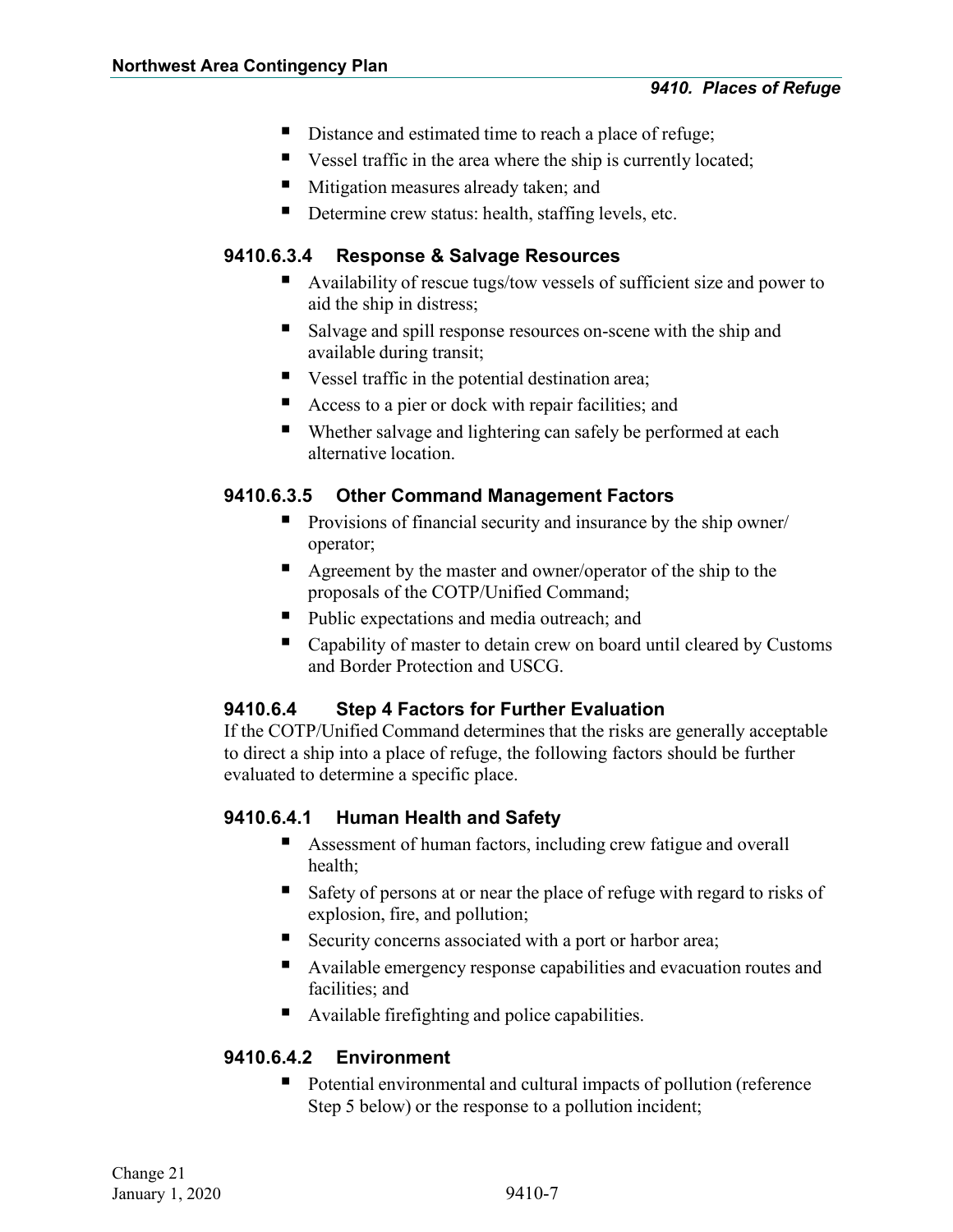- Distance and estimated time to reach a place of refuge;
- Vessel traffic in the area where the ship is currently located;
- Mitigation measures already taken; and
- Determine crew status: health, staffing levels, etc.

#### 9410.6.3.4 Response & Salvage Resources

- Availability of rescue tugs/tow vessels of sufficient size and power to aid the ship in distress;
- Salvage and spill response resources on-scene with the ship and available during transit;
- Vessel traffic in the potential destination area;
- Access to a pier or dock with repair facilities; and
- Whether salvage and lightering can safely be performed at each alternative location.

#### 9410.6.3.5 Other Command Management Factors

- Provisions of financial security and insurance by the ship owner/ operator;
- Agreement by the master and owner/operator of the ship to the proposals of the COTP/Unified Command;
- Public expectations and media outreach; and
- Capability of master to detain crew on board until cleared by Customs and Border Protection and USCG.

### 9410.6.4 Step 4 Factors for Further Evaluation

If the COTP/Unified Command determines that the risks are generally acceptable to direct a ship into a place of refuge, the following factors should be further evaluated to determine a specific place.

#### 9410.6.4.1 Human Health and Safety

- Assessment of human factors, including crew fatigue and overall health;
- Safety of persons at or near the place of refuge with regard to risks of explosion, fire, and pollution;
- Security concerns associated with a port or harbor area;
- Available emergency response capabilities and evacuation routes and facilities; and
- Available firefighting and police capabilities.

#### 9410.6.4.2 Environment

- Potential environmental and cultural impacts of pollution (reference Step 5 below) or the response to a pollution incident;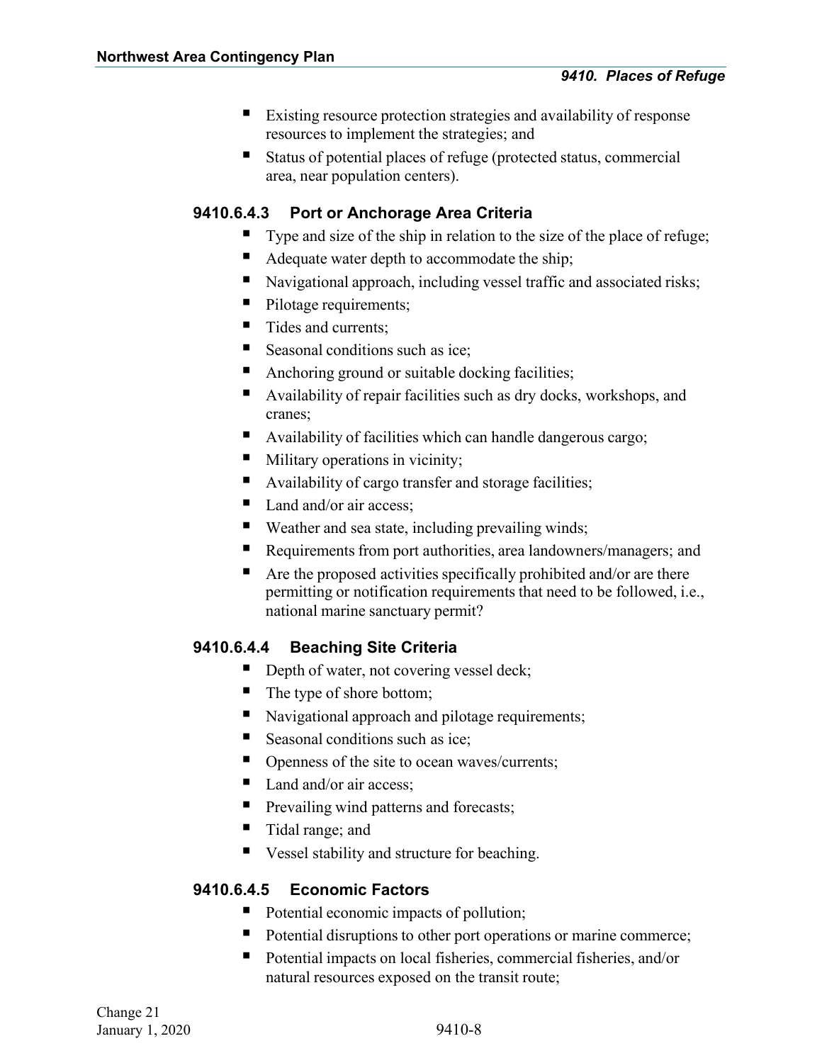- Existing resource protection strategies and availability of response resources to implement the strategies; and
- Status of potential places of refuge (protected status, commercial area, near population centers).

#### 9410.6.4.3 Port or Anchorage Area Criteria

- Type and size of the ship in relation to the size of the place of refuge;
- Adequate water depth to accommodate the ship;
- Navigational approach, including vessel traffic and associated risks;
- Pilotage requirements;
- Tides and currents;
- Seasonal conditions such as ice;
- Anchoring ground or suitable docking facilities;
- Availability of repair facilities such as dry docks, workshops, and cranes;
- Availability of facilities which can handle dangerous cargo;
- Military operations in vicinity;
- Availability of cargo transfer and storage facilities;
- Land and/or air access;
- Weather and sea state, including prevailing winds;
- Requirements from port authorities, area landowners/managers; and
- Are the proposed activities specifically prohibited and/or are there permitting or notification requirements that need to be followed, i.e., national marine sanctuary permit?

#### 9410.6.4.4 Beaching Site Criteria

- Depth of water, not covering vessel deck;
- The type of shore bottom;
- Navigational approach and pilotage requirements;
- Seasonal conditions such as ice;
- Openness of the site to ocean waves/currents;
- Land and/or air access;
- Prevailing wind patterns and forecasts;
- Tidal range; and
- Vessel stability and structure for beaching.

#### 9410.6.4.5 Economic Factors

- Potential economic impacts of pollution;
- Potential disruptions to other port operations or marine commerce;
- Potential impacts on local fisheries, commercial fisheries, and/or natural resources exposed on the transit route;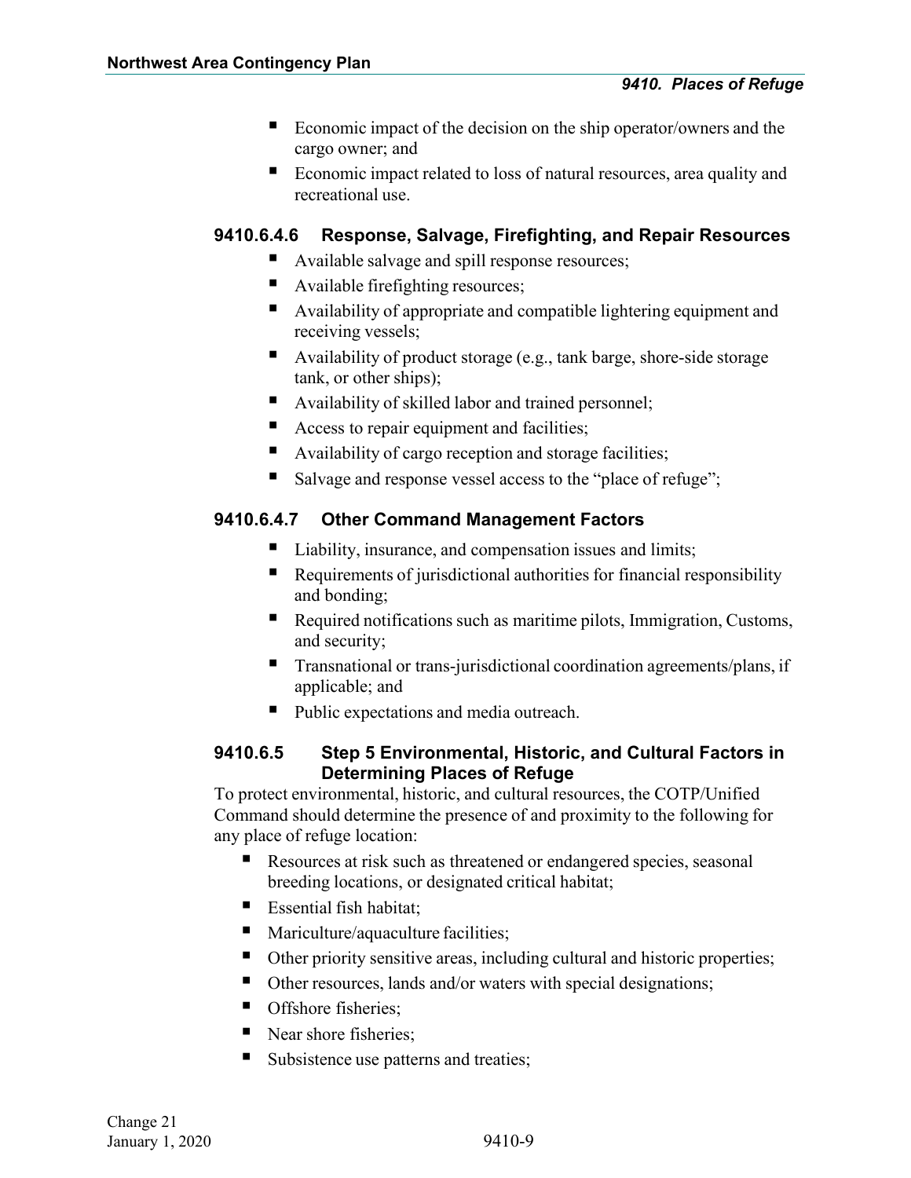- Economic impact of the decision on the ship operator/owners and the cargo owner; and
- Economic impact related to loss of natural resources, area quality and recreational use.

#### 9410.6.4.6 Response, Salvage, Firefighting, and Repair Resources

- Available salvage and spill response resources;
- Available firefighting resources;
- Availability of appropriate and compatible lightering equipment and receiving vessels;
- Availability of product storage (e.g., tank barge, shore-side storage tank, or other ships);
- Availability of skilled labor and trained personnel;
- Access to repair equipment and facilities;
- Availability of cargo reception and storage facilities;
- Salvage and response vessel access to the "place of refuge";

#### 9410.6.4.7 Other Command Management Factors

- Liability, insurance, and compensation issues and limits;
- Requirements of jurisdictional authorities for financial responsibility and bonding;
- Required notifications such as maritime pilots, Immigration, Customs, and security;
- Transnational or trans-jurisdictional coordination agreements/plans, if applicable; and
- Public expectations and media outreach.

### 9410.6.5 Step 5 Environmental, Historic, and Cultural Factors in Determining Places of Refuge

To protect environmental, historic, and cultural resources, the COTP/Unified Command should determine the presence of and proximity to the following for any place of refuge location:

- Resources at risk such as threatened or endangered species, seasonal breeding locations, or designated critical habitat;
- Essential fish habitat;
- Mariculture/aquaculture facilities;
- Other priority sensitive areas, including cultural and historic properties;
- Other resources, lands and/or waters with special designations;
- Offshore fisheries;
- Near shore fisheries;
- Subsistence use patterns and treaties;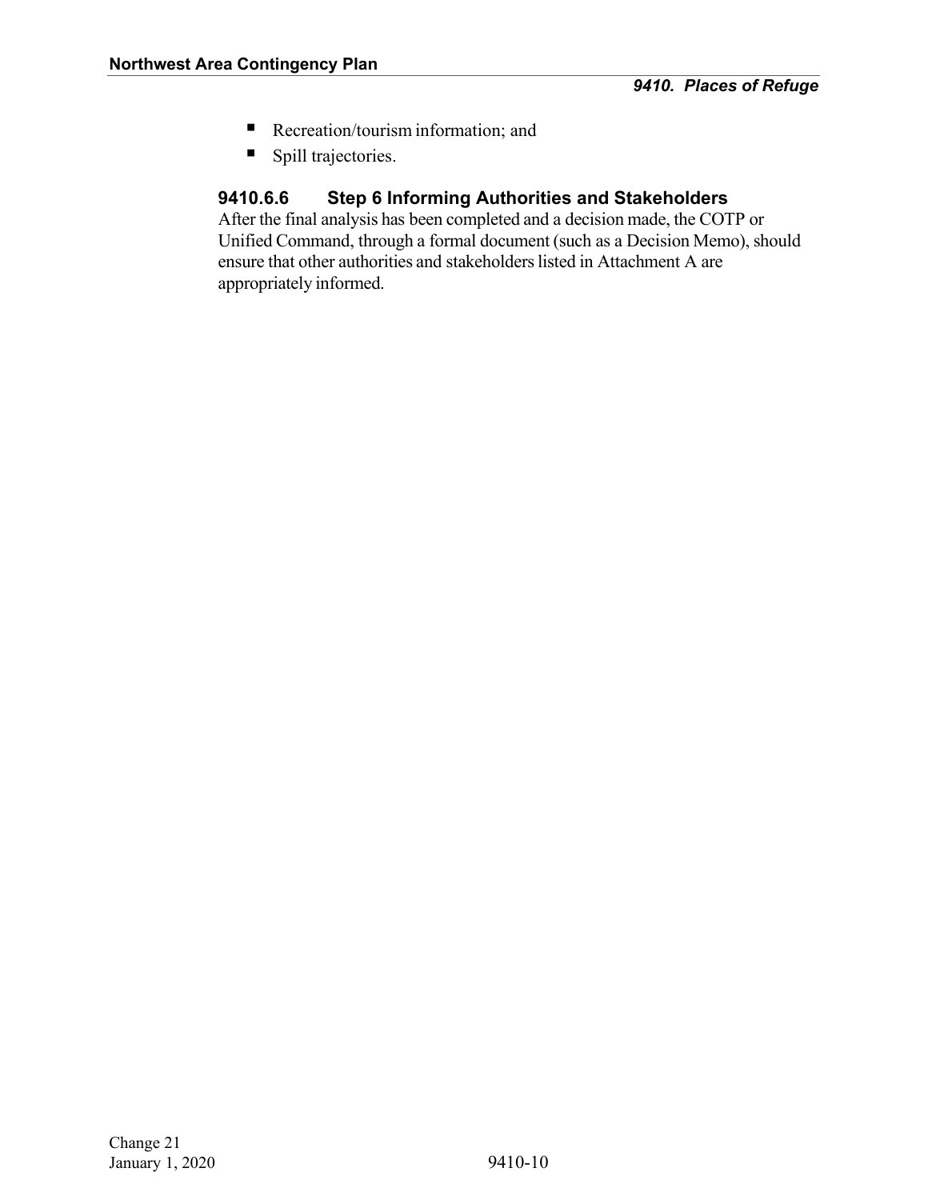- Recreation/tourism information; and
- Spill trajectories.

### 9410.6.6 Step 6 Informing Authorities and Stakeholders

After the final analysis has been completed and a decision made, the COTP or Unified Command, through a formal document (such as a Decision Memo), should ensure that other authorities and stakeholders listed in Attachment A are appropriately informed.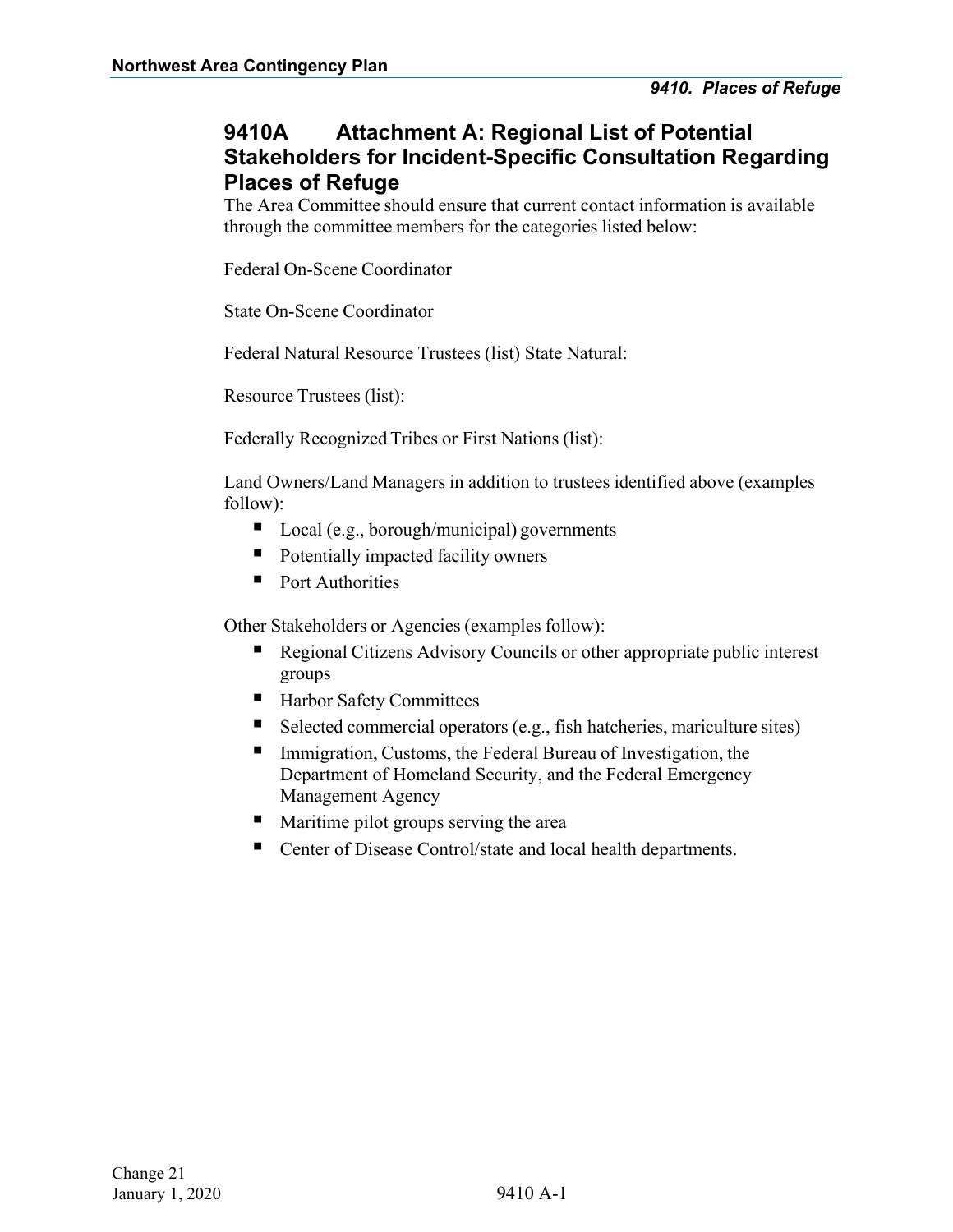## 9410A Attachment A: Regional List of Potential Stakeholders for Incident-Specific Consultation Regarding Places of Refuge

The Area Committee should ensure that current contact information is available through the committee members for the categories listed below:

Federal On-Scene Coordinator

State On-Scene Coordinator

Federal Natural Resource Trustees (list) State Natural:

Resource Trustees (list):

Federally Recognized Tribes or First Nations (list):

Land Owners/Land Managers in addition to trustees identified above (examples follow):

- Local (e.g., borough/municipal) governments
- Potentially impacted facility owners
- Port Authorities

Other Stakeholders or Agencies (examples follow):

- Regional Citizens Advisory Councils or other appropriate public interest groups
- Harbor Safety Committees
- Selected commercial operators (e.g., fish hatcheries, mariculture sites)
- Immigration, Customs, the Federal Bureau of Investigation, the Department of Homeland Security, and the Federal Emergency Management Agency
- Maritime pilot groups serving the area
- Center of Disease Control/state and local health departments.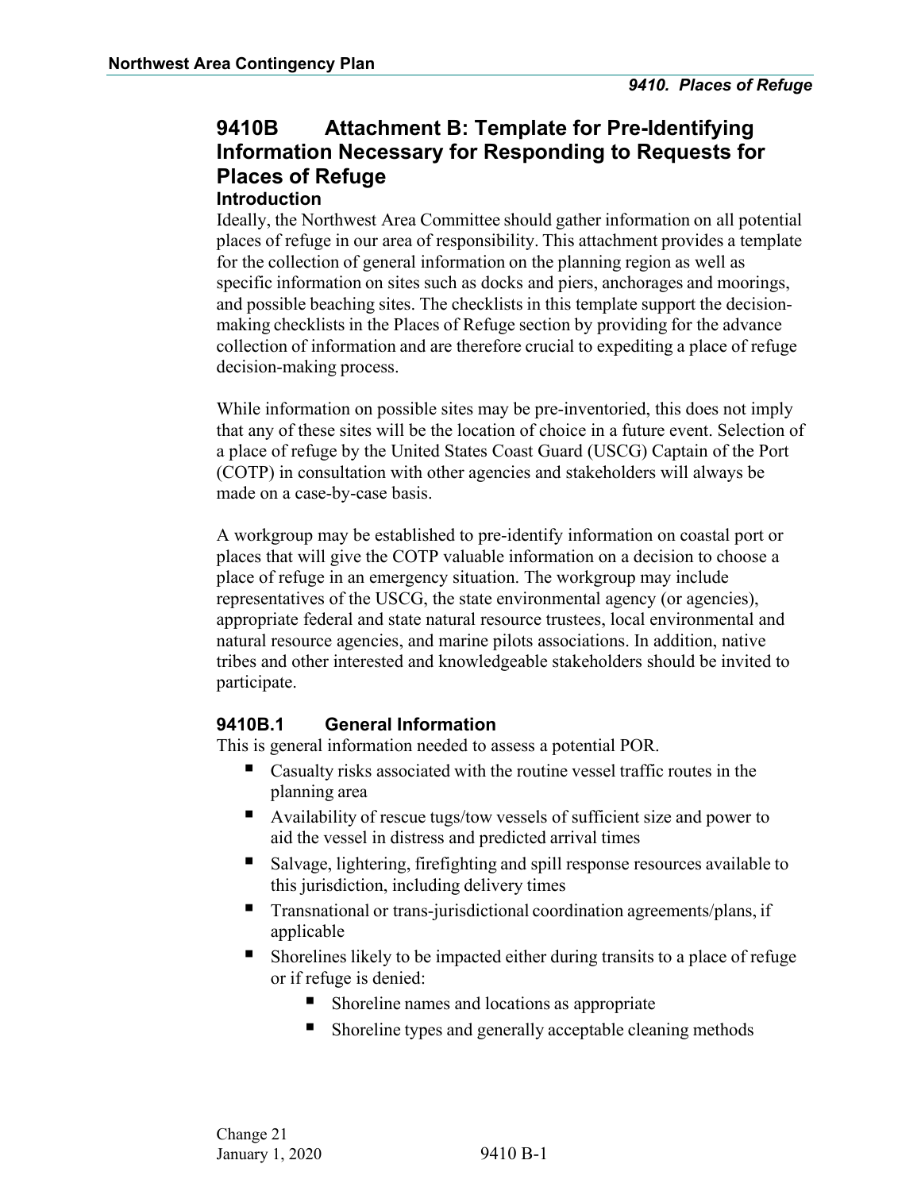# 9410B Attachment B: Template for Pre-Identifying Information Necessary for Responding to Requests for Places of Refuge

## Introduction

Ideally, the Northwest Area Committee should gather information on all potential places of refuge in our area of responsibility. This attachment provides a template for the collection of general information on the planning region as well as specific information on sites such as docks and piers, anchorages and moorings, and possible beaching sites. The checklists in this template support the decision-making checklists in the Places of Refuge section by providing for the advance collection of information and are therefore crucial to expediting a place of refuge decision-making process.

While information on possible sites may be pre-inventoried, this does not imply that any of these sites will be the location of choice in a future event. Selection of a place of refuge by the United States Coast Guard (USCG) Captain of the Port (COTP) in consultation with other agencies and stakeholders will always be made on a case-by-case basis.

A workgroup may be established to pre-identify information on coastal port or places that will give the COTP valuable information on a decision to choose a place of refuge in an emergency situation. The workgroup may include representatives of the USCG, the state environmental agency (or agencies), appropriate federal and state natural resource trustees, local environmental and natural resource agencies, and marine pilots associations. In addition, native tribes and other interested and knowledgeable stakeholders should be invited to participate.

## 9410B.1 General Information

This is general information needed to assess a potential POR.

- Casualty risks associated with the routine vessel traffic routes in the planning area
- Availability of rescue tugs/tow vessels of sufficient size and power to aid the vessel in distress and predicted arrival times
- Salvage, lightering, firefighting and spill response resources available to this jurisdiction, including delivery times
- Transnational or trans-jurisdictional coordination agreements/plans, if applicable
- Shorelines likely to be impacted either during transits to a place of refuge or if refuge is denied:
  - Shoreline names and locations as appropriate
  - Shoreline types and generally acceptable cleaning methods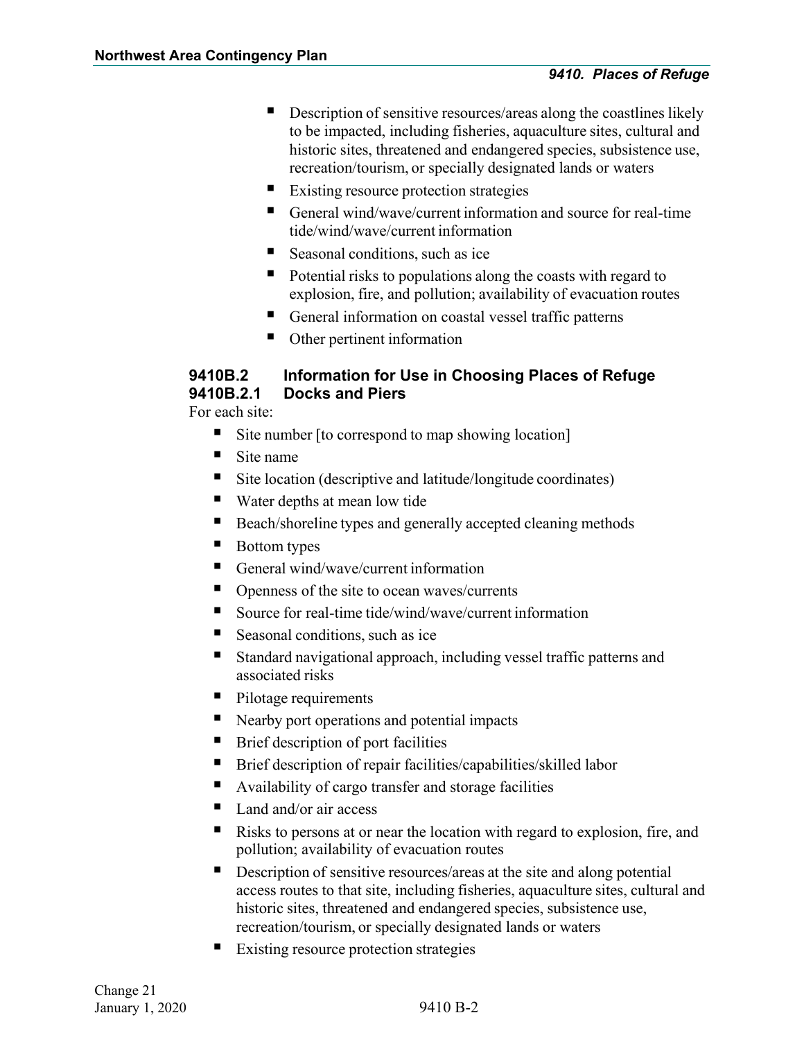- Description of sensitive resources/areas along the coastlines likely to be impacted, including fisheries, aquaculture sites, cultural and historic sites, threatened and endangered species, subsistence use, recreation/tourism, or specially designated lands or waters
- Existing resource protection strategies
- General wind/wave/current information and source for real-time tide/wind/wave/current information
- Seasonal conditions, such as ice
- Potential risks to populations along the coasts with regard to explosion, fire, and pollution; availability of evacuation routes
- General information on coastal vessel traffic patterns
- Other pertinent information

### 9410B.2 Information for Use in Choosing Places of Refuge

#### 9410B.2.1 Docks and Piers

For each site:

- Site number [to correspond to map showing location]
- Site name
- Site location (descriptive and latitude/longitude coordinates)
- Water depths at mean low tide
- Beach/shoreline types and generally accepted cleaning methods
- Bottom types
- General wind/wave/current information
- Openness of the site to ocean waves/currents
- Source for real-time tide/wind/wave/current information
- Seasonal conditions, such as ice
- Standard navigational approach, including vessel traffic patterns and associated risks
- Pilotage requirements
- Nearby port operations and potential impacts
- Brief description of port facilities
- Brief description of repair facilities/capabilities/skilled labor
- Availability of cargo transfer and storage facilities
- Land and/or air access
- Risks to persons at or near the location with regard to explosion, fire, and pollution; availability of evacuation routes
- Description of sensitive resources/areas at the site and along potential access routes to that site, including fisheries, aquaculture sites, cultural and historic sites, threatened and endangered species, subsistence use, recreation/tourism, or specially designated lands or waters
- Existing resource protection strategies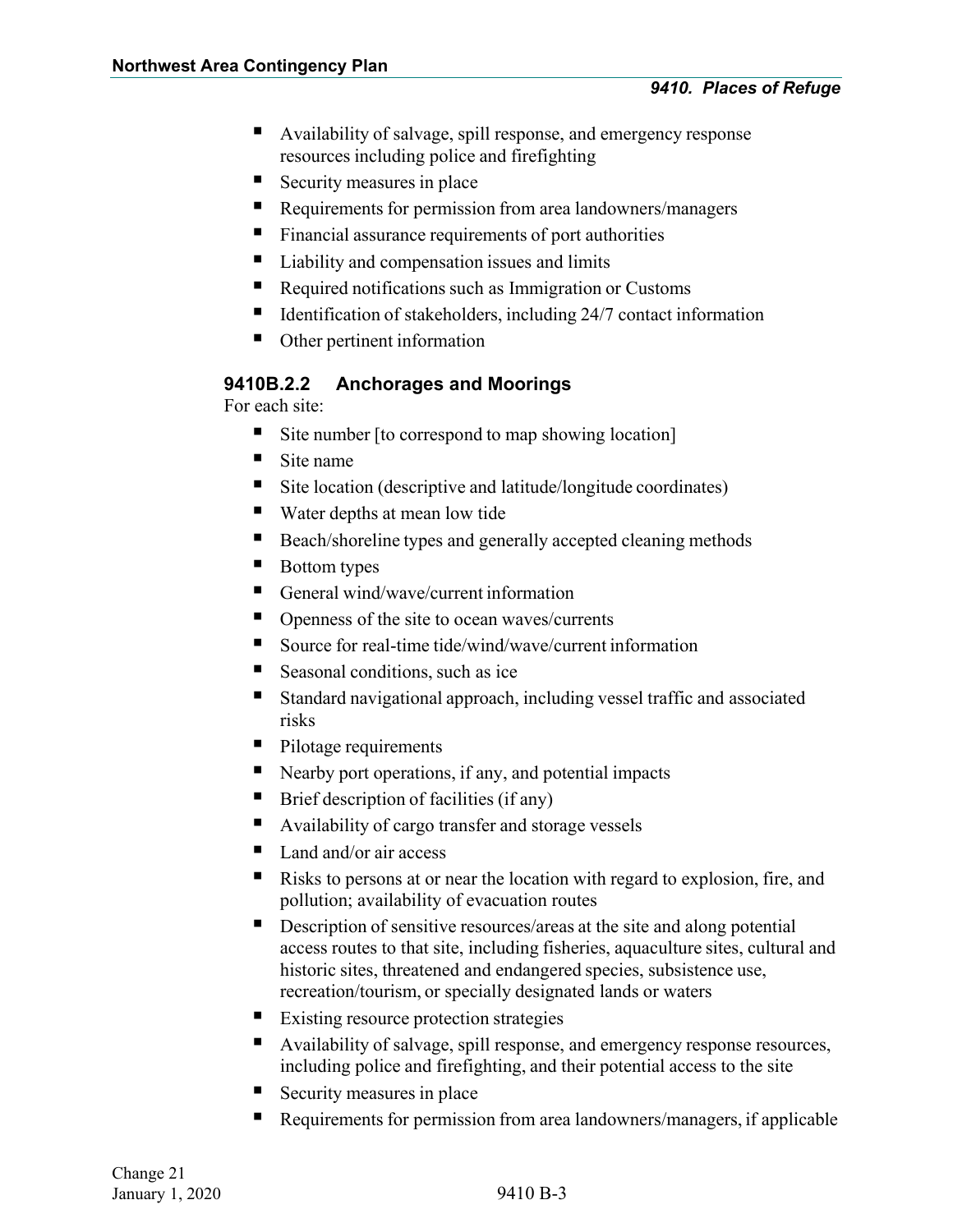- Availability of salvage, spill response, and emergency response resources including police and firefighting
- Security measures in place
- Requirements for permission from area landowners/managers
- Financial assurance requirements of port authorities
- Liability and compensation issues and limits
- Required notifications such as Immigration or Customs
- Identification of stakeholders, including 24/7 contact information
- Other pertinent information

### 9410B.2.2 Anchorages and Moorings

For each site:

- Site number [to correspond to map showing location]
- Site name
- Site location (descriptive and latitude/longitude coordinates)
- Water depths at mean low tide
- Beach/shoreline types and generally accepted cleaning methods
- Bottom types
- General wind/wave/current information
- Openness of the site to ocean waves/currents
- Source for real-time tide/wind/wave/current information
- Seasonal conditions, such as ice
- Standard navigational approach, including vessel traffic and associated risks
- Pilotage requirements
- Nearby port operations, if any, and potential impacts
- Brief description of facilities (if any)
- Availability of cargo transfer and storage vessels
- Land and/or air access
- Risks to persons at or near the location with regard to explosion, fire, and pollution; availability of evacuation routes
- Description of sensitive resources/areas at the site and along potential access routes to that site, including fisheries, aquaculture sites, cultural and historic sites, threatened and endangered species, subsistence use, recreation/tourism, or specially designated lands or waters
- Existing resource protection strategies
- Availability of salvage, spill response, and emergency response resources, including police and firefighting, and their potential access to the site
- Security measures in place
- Requirements for permission from area landowners/managers, if applicable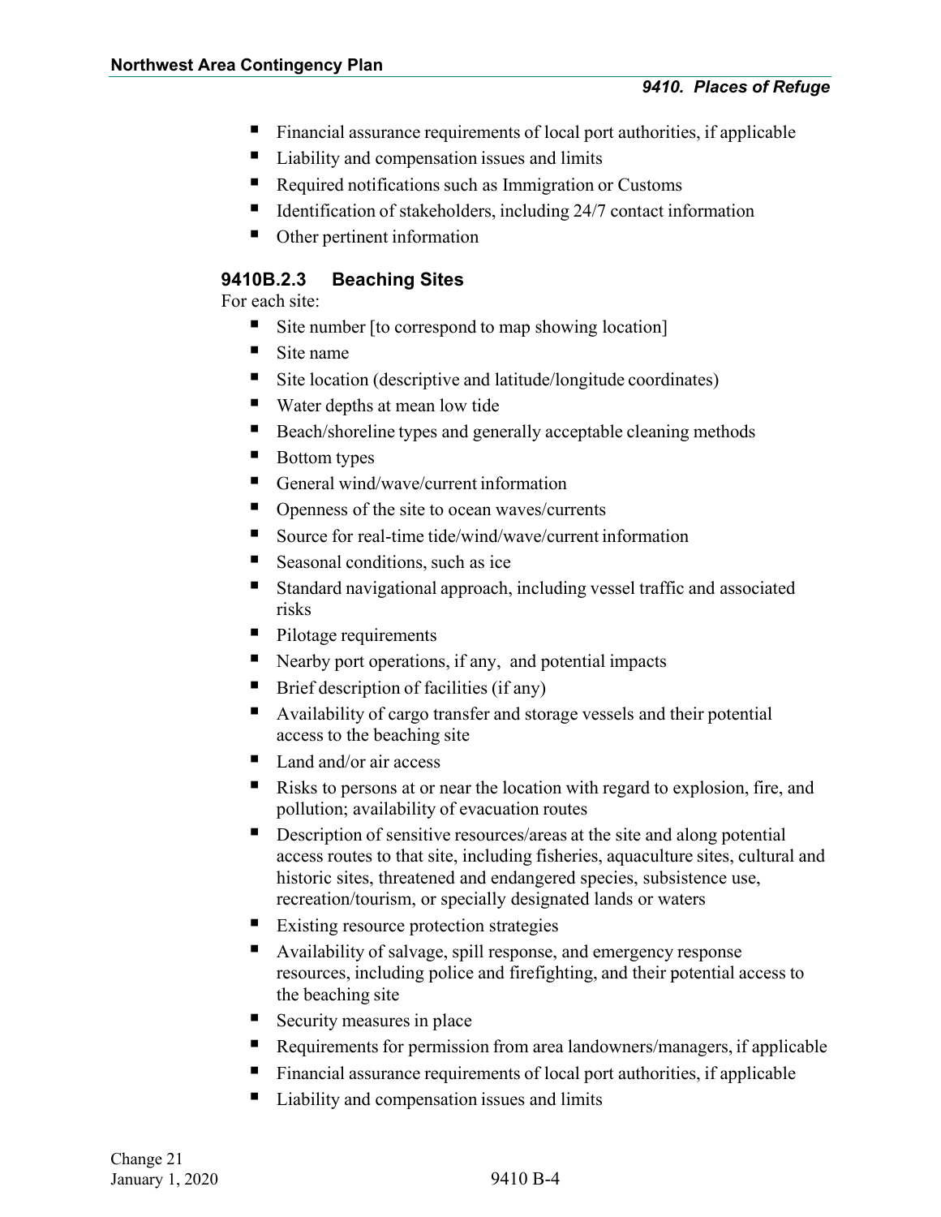- Financial assurance requirements of local port authorities, if applicable
- Liability and compensation issues and limits
- Required notifications such as Immigration or Customs
- Identification of stakeholders, including 24/7 contact information
- Other pertinent information

### 9410B.2.3 Beaching Sites

For each site:

- Site number [to correspond to map showing location]
- Site name
- Site location (descriptive and latitude/longitude coordinates)
- Water depths at mean low tide
- Beach/shoreline types and generally acceptable cleaning methods
- Bottom types
- General wind/wave/current information
- Openness of the site to ocean waves/currents
- Source for real-time tide/wind/wave/current information
- Seasonal conditions, such as ice
- Standard navigational approach, including vessel traffic and associated risks
- Pilotage requirements
- Nearby port operations, if any, and potential impacts
- Brief description of facilities (if any)
- Availability of cargo transfer and storage vessels and their potential access to the beaching site
- Land and/or air access
- Risks to persons at or near the location with regard to explosion, fire, and pollution; availability of evacuation routes
- Description of sensitive resources/areas at the site and along potential access routes to that site, including fisheries, aquaculture sites, cultural and historic sites, threatened and endangered species, subsistence use, recreation/tourism, or specially designated lands or waters
- Existing resource protection strategies
- Availability of salvage, spill response, and emergency response resources, including police and firefighting, and their potential access to the beaching site
- Security measures in place
- Requirements for permission from area landowners/managers, if applicable
- Financial assurance requirements of local port authorities, if applicable
- Liability and compensation issues and limits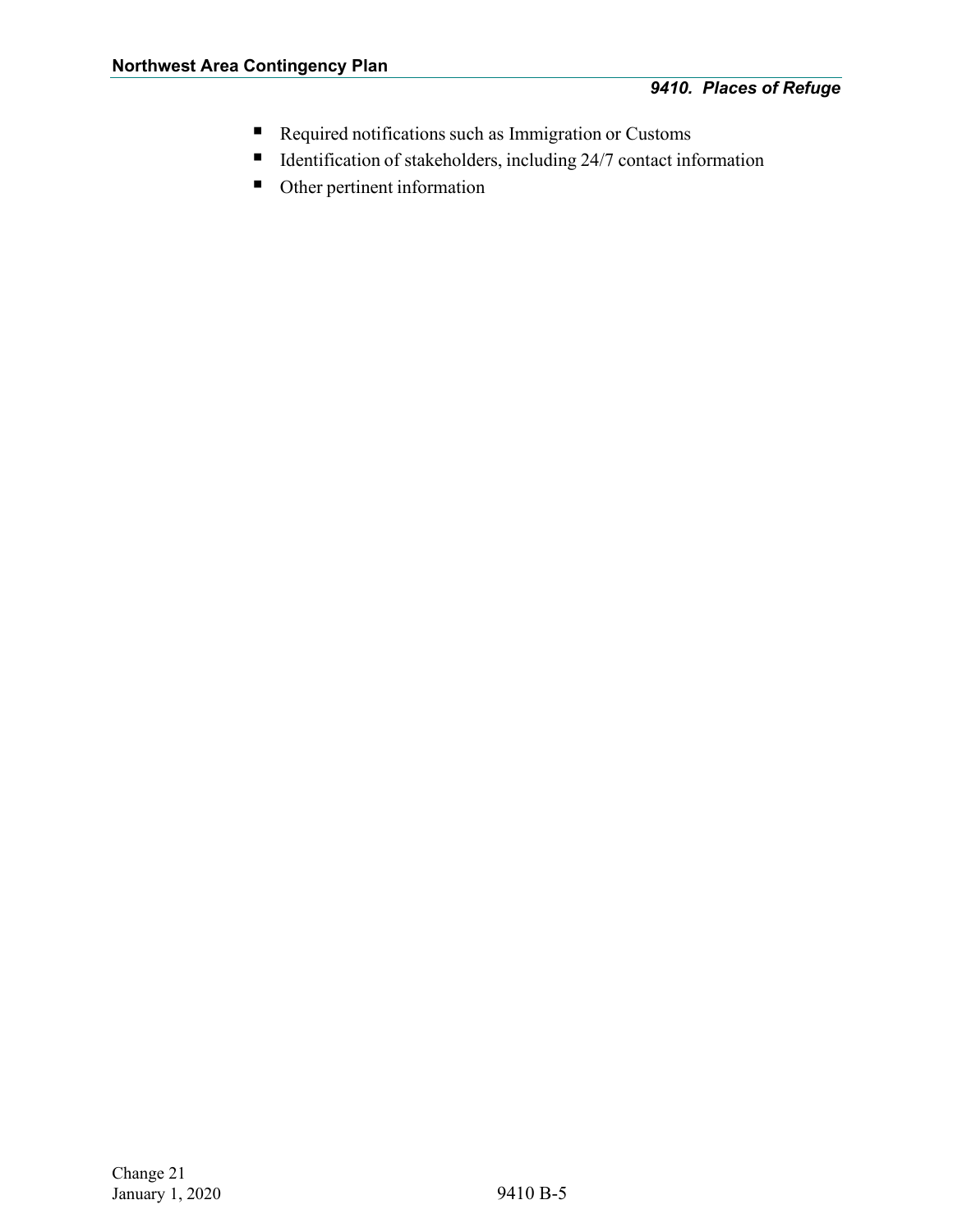- Required notifications such as Immigration or Customs
- Identification of stakeholders, including 24/7 contact information
- Other pertinent information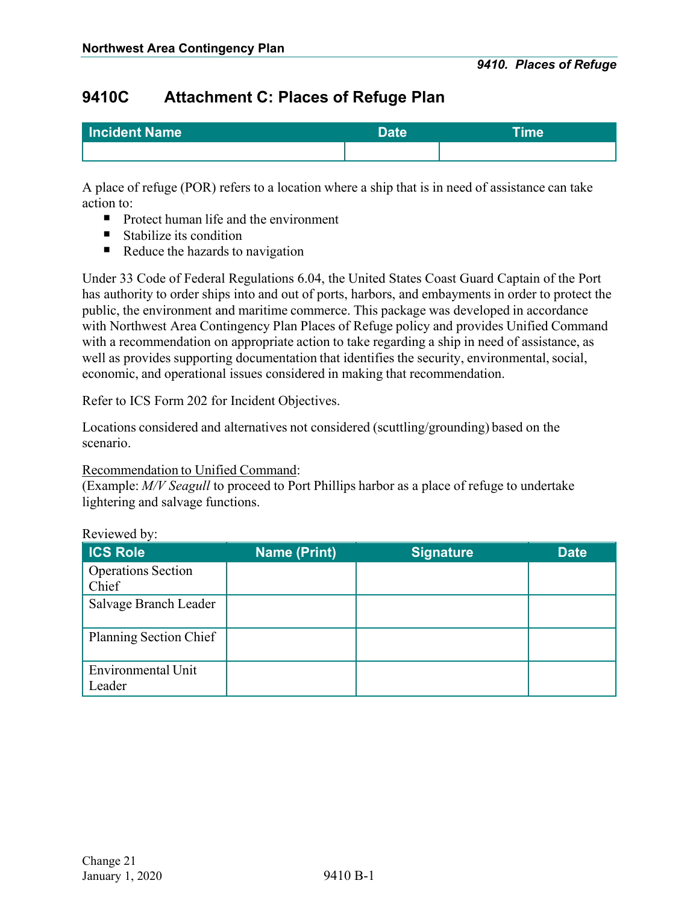## 9410C Attachment C: Places of Refuge Plan

| Incident Name | Date | Time |
|---|---|---|
| | | |

A place of refuge (POR) refers to a location where a ship that is in need of assistance can take action to:

- Protect human life and the environment
- Stabilize its condition
- Reduce the hazards to navigation

Under 33 Code of Federal Regulations 6.04, the United States Coast Guard Captain of the Port has authority to order ships into and out of ports, harbors, and embayments in order to protect the public, the environment and maritime commerce. This package was developed in accordance with Northwest Area Contingency Plan Places of Refuge policy and provides Unified Command with a recommendation on appropriate action to take regarding a ship in need of assistance, as well as provides supporting documentation that identifies the security, environmental, social, economic, and operational issues considered in making that recommendation.

Refer to ICS Form 202 for Incident Objectives.

Locations considered and alternatives not considered (scuttling/grounding) based on the scenario.

<u>Recommendation to Unified Command</u>:
(Example: *M/V Seagull* to proceed to Port Phillips harbor as a place of refuge to undertake lightering and salvage functions.

Reviewed by:

| ICS Role | Name (Print) | Signature | Date |
|---|---|---|---|
| Operations Section Chief | | | |
| Salvage Branch Leader | | | |
| Planning Section Chief | | | |
| Environmental Unit Leader | | | |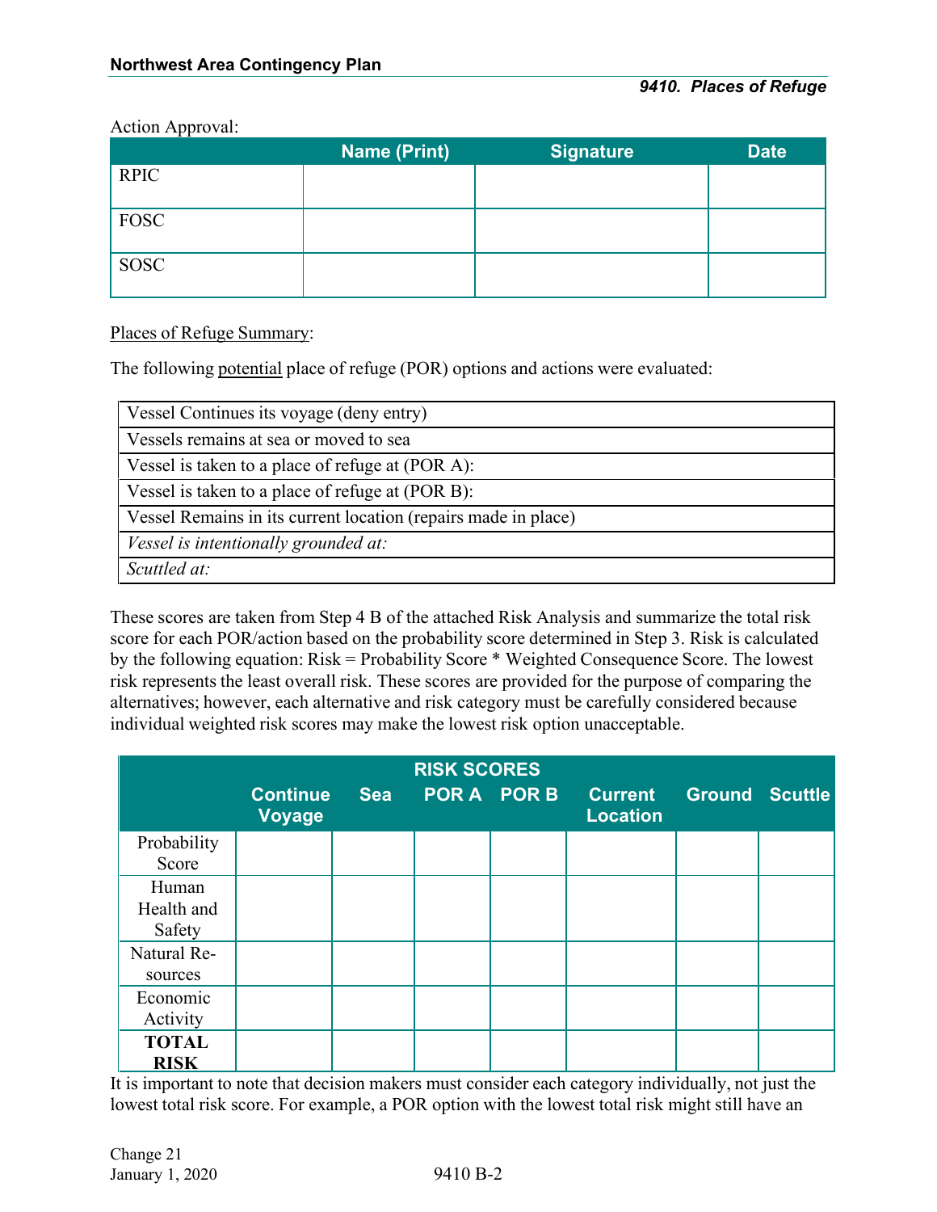Action Approval:

| | Name (Print) | Signature | Date |
|---|---|---|---|
| RPIC | | | |
| FOSC | | | |
| SOSC | | | |

Places of Refuge Summary:

The following potential place of refuge (POR) options and actions were evaluated:

| |
|---|
| Vessel Continues its voyage (deny entry) |
| Vessels remains at sea or moved to sea |
| Vessel is taken to a place of refuge at (POR A): |
| Vessel is taken to a place of refuge at (POR B): |
| Vessel Remains in its current location (repairs made in place) |
| *Vessel is intentionally grounded at:* |
| *Scuttled at:* |

These scores are taken from Step 4 B of the attached Risk Analysis and summarize the total risk score for each POR/action based on the probability score determined in Step 3. Risk is calculated by the following equation: Risk = Probability Score * Weighted Consequence Score. The lowest risk represents the least overall risk. These scores are provided for the purpose of comparing the alternatives; however, each alternative and risk category must be carefully considered because individual weighted risk scores may make the lowest risk option unacceptable.

| RISK SCORES | Continue Voyage | Sea | POR A | POR B | Current Location | Ground | Scuttle |
|---|---|---|---|---|---|---|---|
| Probability Score | | | | | | | |
| Human Health and Safety | | | | | | | |
| Natural Resources | | | | | | | |
| Economic Activity | | | | | | | |
| **TOTAL RISK** | | | | | | | |

It is important to note that decision makers must consider each category individually, not just the lowest total risk score. For example, a POR option with the lowest total risk might still have an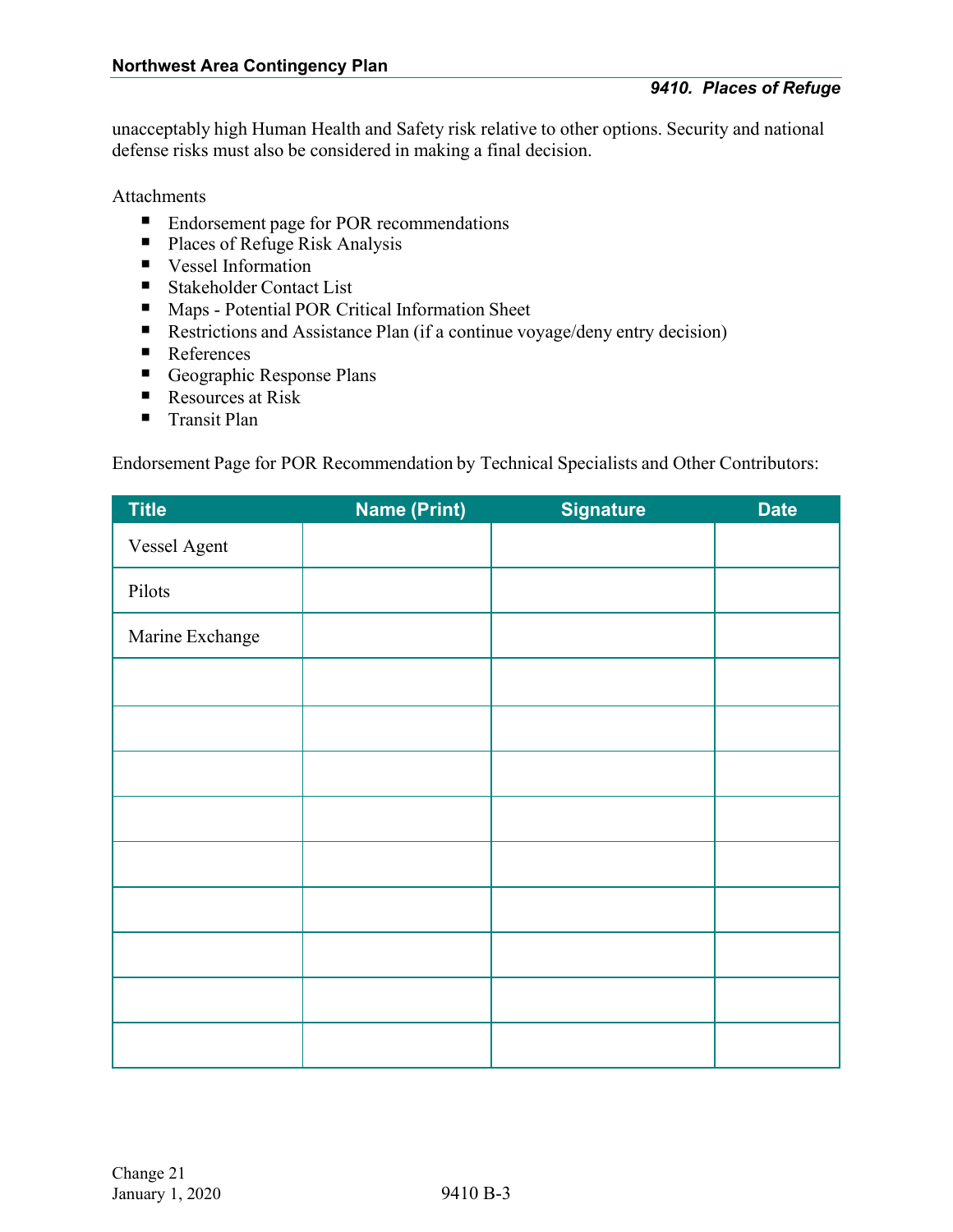unacceptably high Human Health and Safety risk relative to other options. Security and national defense risks must also be considered in making a final decision.

Attachments

- Endorsement page for POR recommendations
- Places of Refuge Risk Analysis
- Vessel Information
- Stakeholder Contact List
- Maps - Potential POR Critical Information Sheet
- Restrictions and Assistance Plan (if a continue voyage/deny entry decision)
- References
- Geographic Response Plans
- Resources at Risk
- Transit Plan

Endorsement Page for POR Recommendation by Technical Specialists and Other Contributors:

| Title | Name (Print) | Signature | Date |
|---|---|---|---|
| Vessel Agent | | | |
| Pilots | | | |
| Marine Exchange | | | |
| | | | |
| | | | |
| | | | |
| | | | |
| | | | |
| | | | |
| | | | |
| | | | |
| | | | |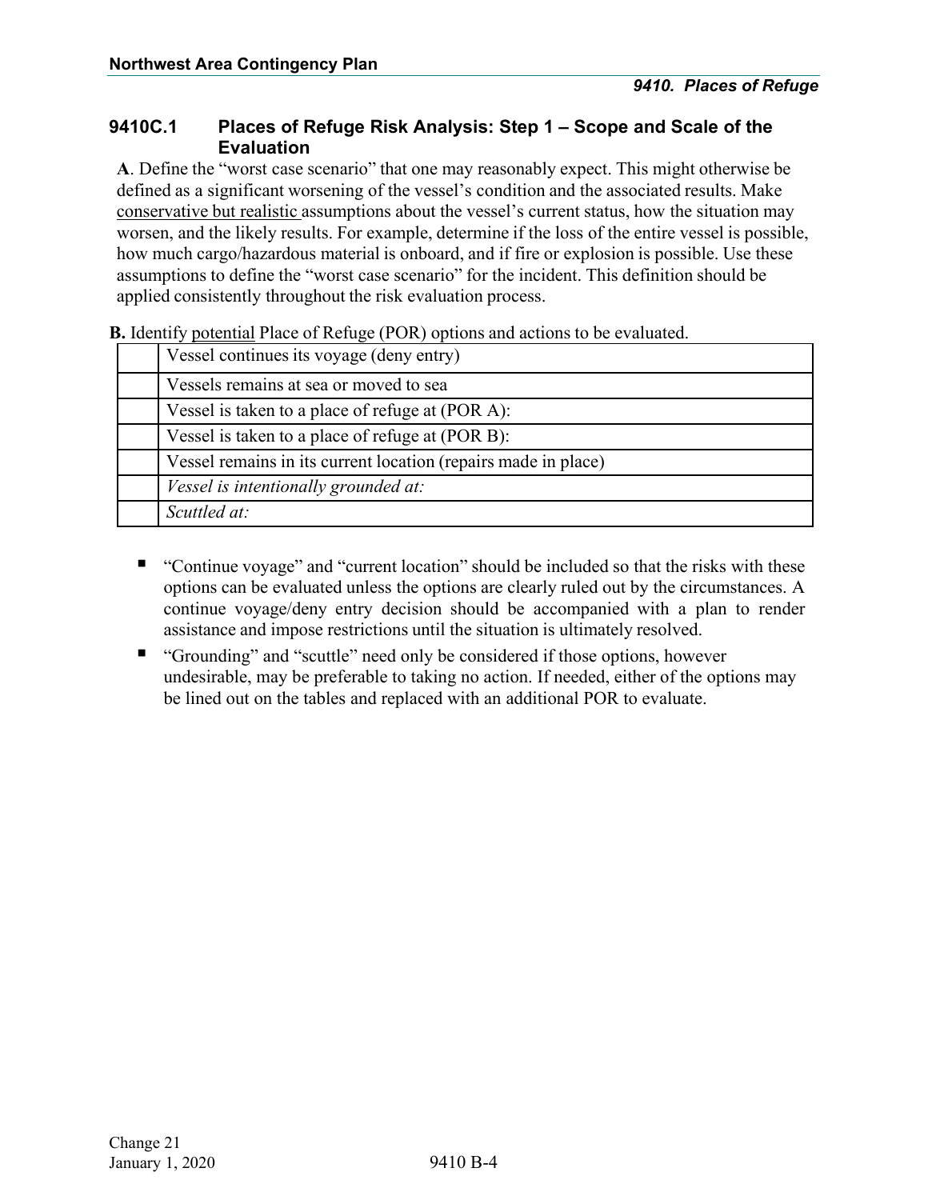## 9410C.1 Places of Refuge Risk Analysis: Step 1 – Scope and Scale of the Evaluation

**A**. Define the "worst case scenario" that one may reasonably expect. This might otherwise be defined as a significant worsening of the vessel's condition and the associated results. Make <u>conservative but realistic</u> assumptions about the vessel's current status, how the situation may worsen, and the likely results. For example, determine if the loss of the entire vessel is possible, how much cargo/hazardous material is onboard, and if fire or explosion is possible. Use these assumptions to define the "worst case scenario" for the incident. This definition should be applied consistently throughout the risk evaluation process.

**B.** Identify <u>potential</u> Place of Refuge (POR) options and actions to be evaluated.

| | |
|---|---|
| | Vessel continues its voyage (deny entry) |
| | Vessels remains at sea or moved to sea |
| | Vessel is taken to a place of refuge at (POR A): |
| | Vessel is taken to a place of refuge at (POR B): |
| | Vessel remains in its current location (repairs made in place) |
| | *Vessel is intentionally grounded at:* |
| | *Scuttled at:* |

- "Continue voyage" and "current location" should be included so that the risks with these options can be evaluated unless the options are clearly ruled out by the circumstances. A continue voyage/deny entry decision should be accompanied with a plan to render assistance and impose restrictions until the situation is ultimately resolved.
- "Grounding" and "scuttle" need only be considered if those options, however undesirable, may be preferable to taking no action. If needed, either of the options may be lined out on the tables and replaced with an additional POR to evaluate.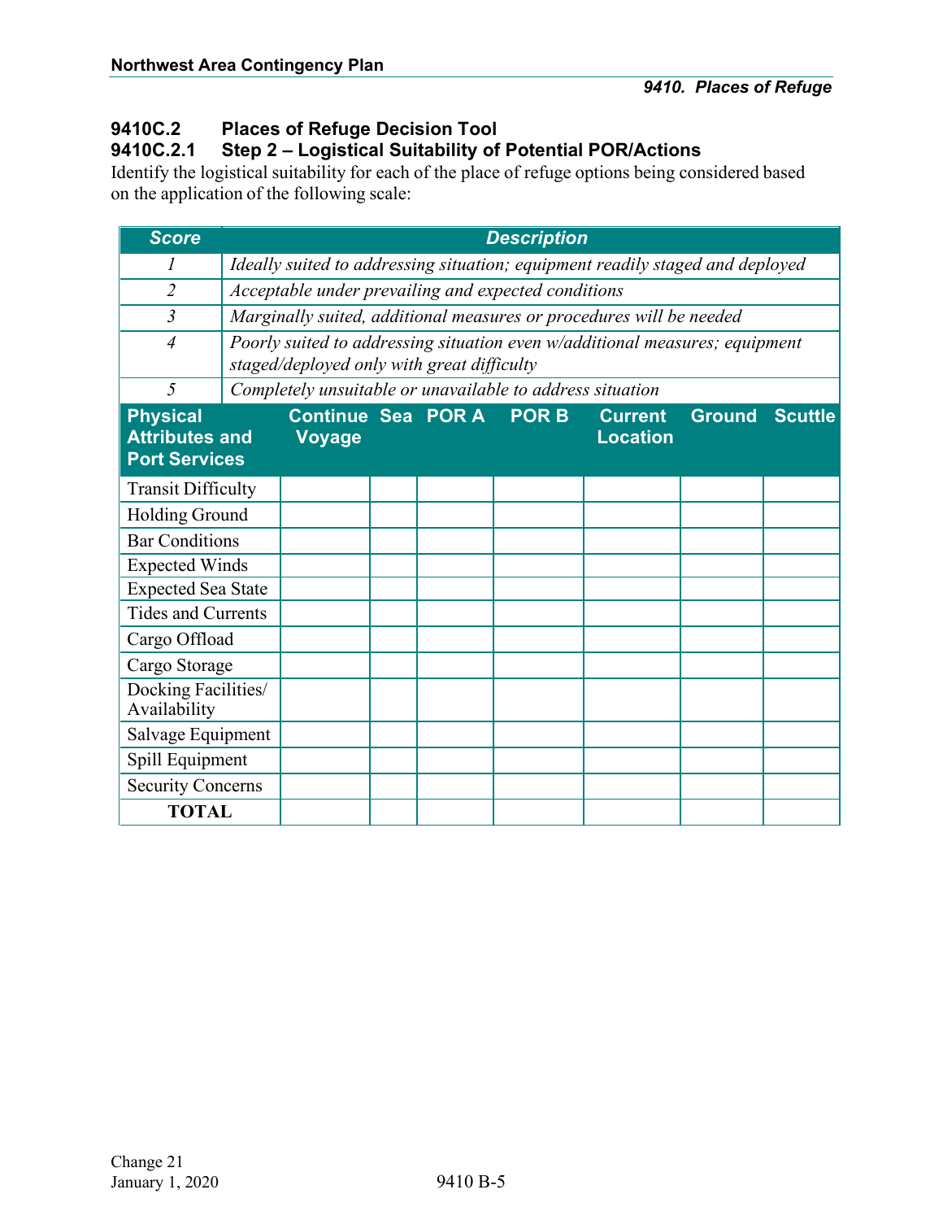## 9410C.2 Places of Refuge Decision Tool

### 9410C.2.1 Step 2 – Logistical Suitability of Potential POR/Actions

Identify the logistical suitability for each of the place of refuge options being considered based on the application of the following scale:

| Score | Description |
|---|---|
| *1* | *Ideally suited to addressing situation; equipment readily staged and deployed* |
| *2* | *Acceptable under prevailing and expected conditions* |
| *3* | *Marginally suited, additional measures or procedures will be needed* |
| *4* | *Poorly suited to addressing situation even w/additional measures; equipment staged/deployed only with great difficulty* |
| *5* | *Completely unsuitable or unavailable to address situation* |

| Physical Attributes and Port Services | Continue Voyage | Sea | POR A | POR B | Current Location | Ground | Scuttle |
|---|---|---|---|---|---|---|---|
| Transit Difficulty | | | | | | | |
| Holding Ground | | | | | | | |
| Bar Conditions | | | | | | | |
| Expected Winds | | | | | | | |
| Expected Sea State | | | | | | | |
| Tides and Currents | | | | | | | |
| Cargo Offload | | | | | | | |
| Cargo Storage | | | | | | | |
| Docking Facilities/ Availability | | | | | | | |
| Salvage Equipment | | | | | | | |
| Spill Equipment | | | | | | | |
| Security Concerns | | | | | | | |
| **TOTAL** | | | | | | | |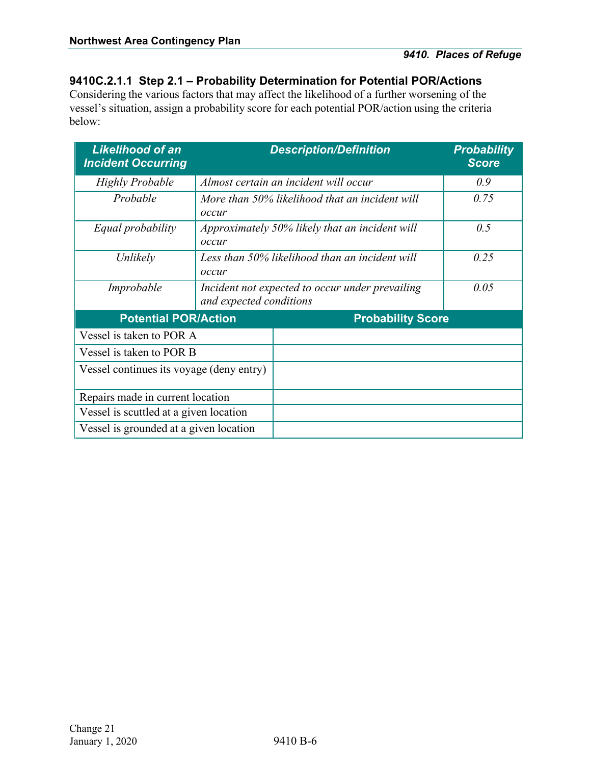### 9410C.2.1.1 Step 2.1 – Probability Determination for Potential POR/Actions

Considering the various factors that may affect the likelihood of a further worsening of the vessel's situation, assign a probability score for each potential POR/action using the criteria below:

| Likelihood of an Incident Occurring | Description/Definition | Probability Score |
|---|---|---|
| *Highly Probable* | *Almost certain an incident will occur* | *0.9* |
| *Probable* | *More than 50% likelihood that an incident will occur* | *0.75* |
| *Equal probability* | *Approximately 50% likely that an incident will occur* | *0.5* |
| *Unlikely* | *Less than 50% likelihood than an incident will occur* | *0.25* |
| *Improbable* | *Incident not expected to occur under prevailing and expected conditions* | *0.05* |

| Potential POR/Action | Probability Score |
|---|---|
| Vessel is taken to POR A | |
| Vessel is taken to POR B | |
| Vessel continues its voyage (deny entry) | |
| Repairs made in current location | |
| Vessel is scuttled at a given location | |
| Vessel is grounded at a given location | |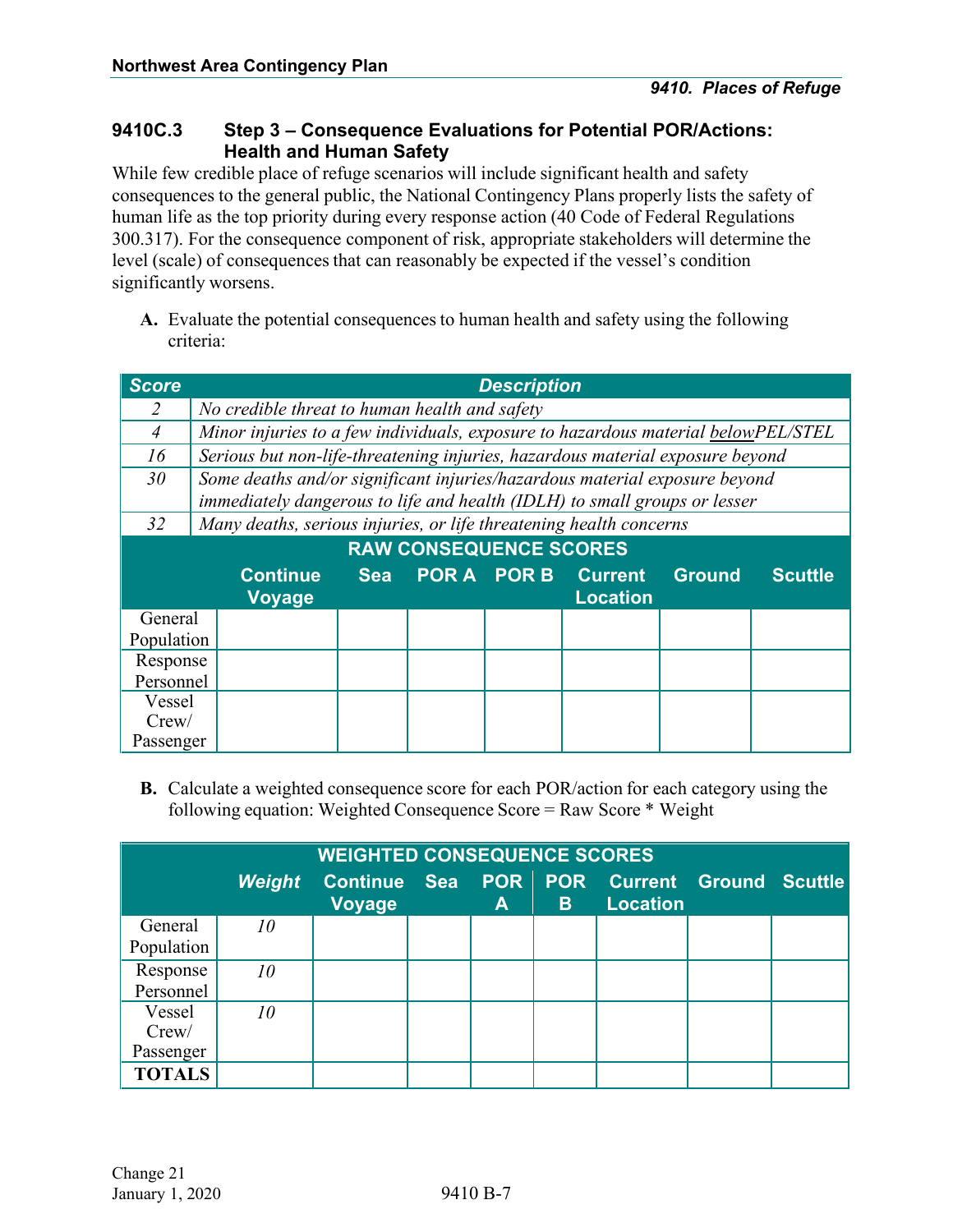### 9410C.3 Step 3 – Consequence Evaluations for Potential POR/Actions: Health and Human Safety

While few credible place of refuge scenarios will include significant health and safety consequences to the general public, the National Contingency Plans properly lists the safety of human life as the top priority during every response action (40 Code of Federal Regulations 300.317). For the consequence component of risk, appropriate stakeholders will determine the level (scale) of consequences that can reasonably be expected if the vessel's condition significantly worsens.

**A.** Evaluate the potential consequences to human health and safety using the following criteria:

| *Score* | *Description* |
|---|---|
| *2* | *No credible threat to human health and safety* |
| *4* | *Minor injuries to a few individuals, exposure to hazardous material below PEL/STEL* |
| *16* | *Serious but non-life-threatening injuries, hazardous material exposure beyond* |
| *30* | *Some deaths and/or significant injuries/hazardous material exposure beyond immediately dangerous to life and health (IDLH) to small groups or lesser* |
| *32* | *Many deaths, serious injuries, or life threatening health concerns* |

**RAW CONSEQUENCE SCORES**

| | Continue Voyage | Sea | POR A | POR B | Current Location | Ground | Scuttle |
|---|---|---|---|---|---|---|---|
| General Population | | | | | | | |
| Response Personnel | | | | | | | |
| Vessel Crew/ Passenger | | | | | | | |

**B.** Calculate a weighted consequence score for each POR/action for each category using the following equation: Weighted Consequence Score = Raw Score * Weight

**WEIGHTED CONSEQUENCE SCORES**

| | *Weight* | Continue Voyage | Sea | POR A | POR B | Current Location | Ground | Scuttle |
|---|---|---|---|---|---|---|---|---|
| General Population | *10* | | | | | | | |
| Response Personnel | *10* | | | | | | | |
| Vessel Crew/ Passenger | *10* | | | | | | | |
| **TOTALS** | | | | | | | | |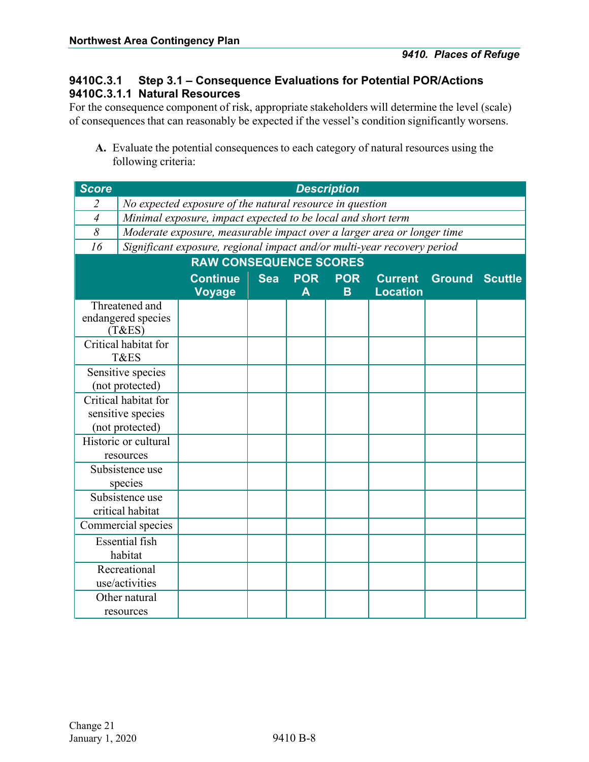### 9410C.3.1 Step 3.1 – Consequence Evaluations for Potential POR/Actions

#### 9410C.3.1.1 Natural Resources

For the consequence component of risk, appropriate stakeholders will determine the level (scale) of consequences that can reasonably be expected if the vessel's condition significantly worsens.

**A.** Evaluate the potential consequences to each category of natural resources using the following criteria:

| *Score* | *Description* |
|---|---|
| *2* | *No expected exposure of the natural resource in question* |
| *4* | *Minimal exposure, impact expected to be local and short term* |
| *8* | *Moderate exposure, measurable impact over a larger area or longer time* |
| *16* | *Significant exposure, regional impact and/or multi-year recovery period* |

**RAW CONSEQUENCE SCORES**

| | Continue Voyage | Sea | POR A | POR B | Current Location | Ground | Scuttle |
|---|---|---|---|---|---|---|---|
| Threatened and endangered species (T&ES) | | | | | | | |
| Critical habitat for T&ES | | | | | | | |
| Sensitive species (not protected) | | | | | | | |
| Critical habitat for sensitive species (not protected) | | | | | | | |
| Historic or cultural resources | | | | | | | |
| Subsistence use species | | | | | | | |
| Subsistence use critical habitat | | | | | | | |
| Commercial species | | | | | | | |
| Essential fish habitat | | | | | | | |
| Recreational use/activities | | | | | | | |
| Other natural resources | | | | | | | |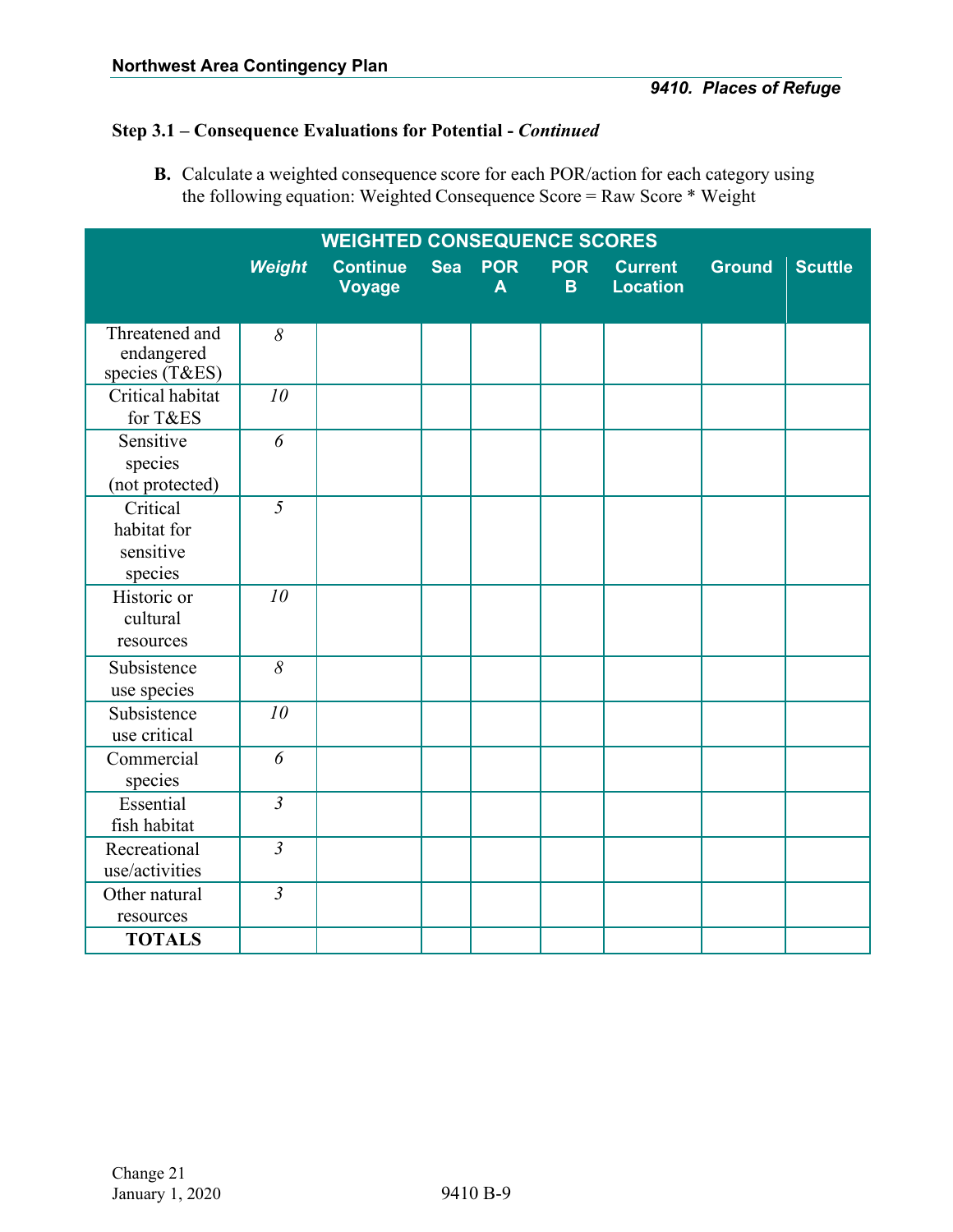### Step 3.1 – Consequence Evaluations for Potential - *Continued*

**B.** Calculate a weighted consequence score for each POR/action for each category using the following equation: Weighted Consequence Score = Raw Score * Weight

| WEIGHTED CONSEQUENCE SCORES | | | | | | | | |
|---|---|---|---|---|---|---|---|---|
| | *Weight* | Continue Voyage | Sea | POR A | POR B | Current Location | Ground | Scuttle |
| Threatened and endangered species (T&ES) | *8* | | | | | | | |
| Critical habitat for T&ES | *10* | | | | | | | |
| Sensitive species (not protected) | *6* | | | | | | | |
| Critical habitat for sensitive species | *5* | | | | | | | |
| Historic or cultural resources | *10* | | | | | | | |
| Subsistence use species | *8* | | | | | | | |
| Subsistence use critical | *10* | | | | | | | |
| Commercial species | *6* | | | | | | | |
| Essential fish habitat | *3* | | | | | | | |
| Recreational use/activities | *3* | | | | | | | |
| Other natural resources | *3* | | | | | | | |
| **TOTALS** | | | | | | | | |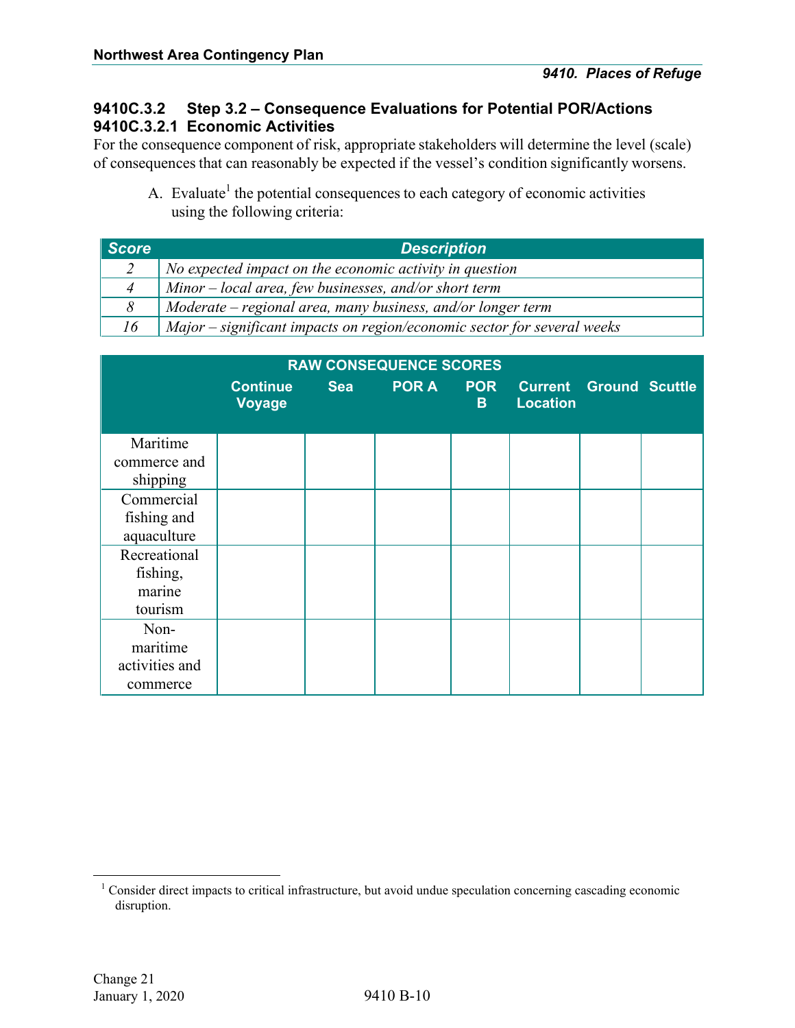### 9410C.3.2 Step 3.2 – Consequence Evaluations for Potential POR/Actions

#### 9410C.3.2.1 Economic Activities

For the consequence component of risk, appropriate stakeholders will determine the level (scale) of consequences that can reasonably be expected if the vessel's condition significantly worsens.

A. Evaluate[1] the potential consequences to each category of economic activities using the following criteria:

| Score | Description |
|---|---|
| 2 | *No expected impact on the economic activity in question* |
| 4 | *Minor – local area, few businesses, and/or short term* |
| 8 | *Moderate – regional area, many business, and/or longer term* |
| 16 | *Major – significant impacts on region/economic sector for several weeks* |

| RAW CONSEQUENCE SCORES | | | | | | | |
|---|---|---|---|---|---|---|---|
| | Continue Voyage | Sea | POR A | POR B | Current Location | Ground | Scuttle |
| Maritime commerce and shipping | | | | | | | |
| Commercial fishing and aquaculture | | | | | | | |
| Recreational fishing, marine tourism | | | | | | | |
| Non-maritime activities and commerce | | | | | | | |

[1] Consider direct impacts to critical infrastructure, but avoid undue speculation concerning cascading economic disruption.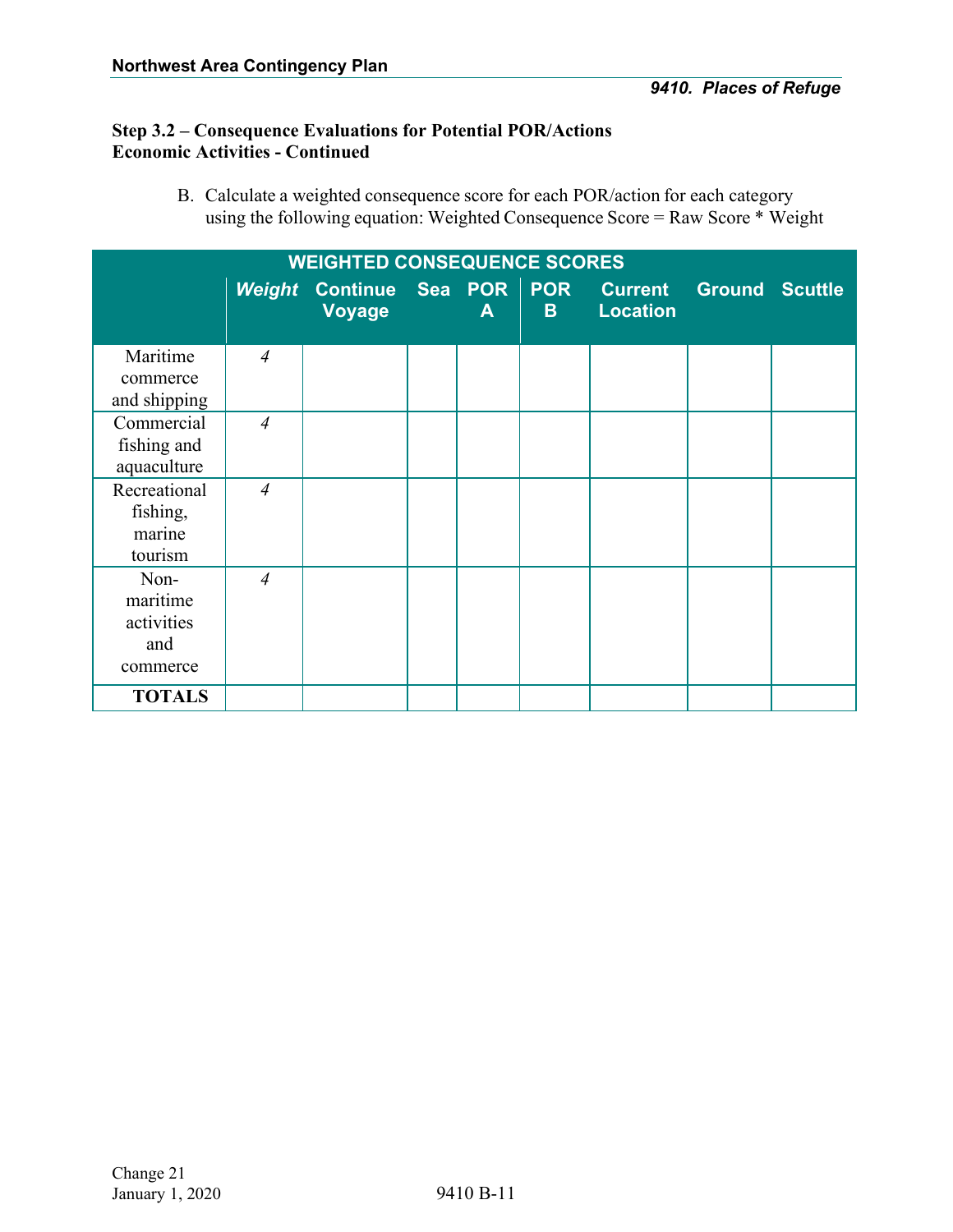**Step 3.2 – Consequence Evaluations for Potential POR/Actions**
**Economic Activities - Continued**

B. Calculate a weighted consequence score for each POR/action for each category using the following equation: Weighted Consequence Score = Raw Score * Weight

| WEIGHTED CONSEQUENCE SCORES | | | | | | | | |
|---|---|---|---|---|---|---|---|---|
| | *Weight* | Continue Voyage | Sea | POR A | POR B | Current Location | Ground | Scuttle |
| Maritime commerce and shipping | *4* | | | | | | | |
| Commercial fishing and aquaculture | *4* | | | | | | | |
| Recreational fishing, marine tourism | *4* | | | | | | | |
| Non-maritime activities and commerce | *4* | | | | | | | |
| **TOTALS** | | | | | | | | |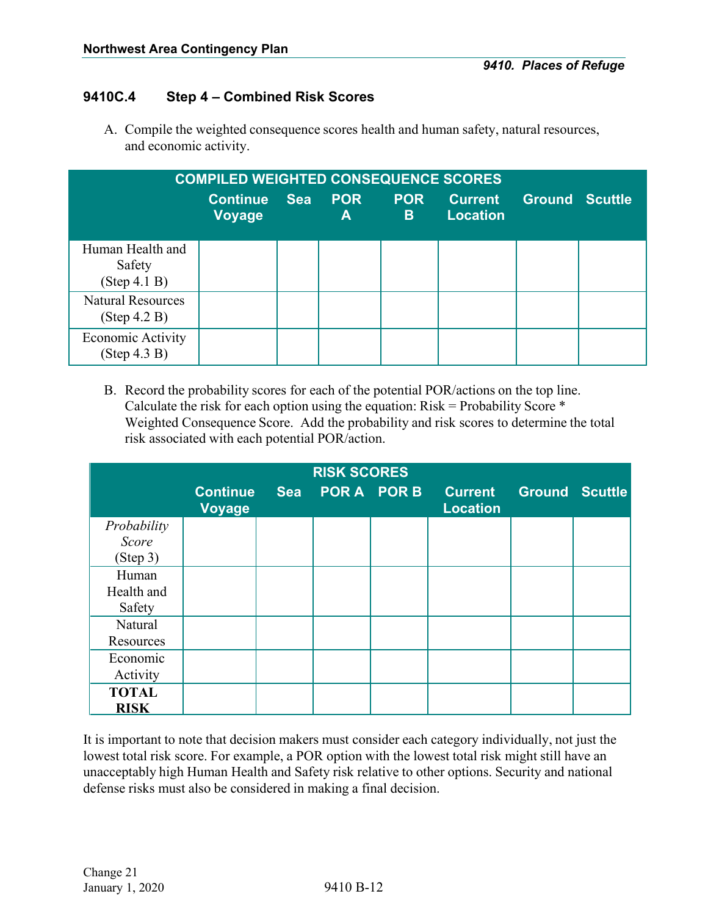### 9410C.4 Step 4 – Combined Risk Scores

A. Compile the weighted consequence scores health and human safety, natural resources, and economic activity.

| COMPILED WEIGHTED CONSEQUENCE SCORES | | | | | | | |
|---|---|---|---|---|---|---|---|
| | Continue Voyage | Sea | POR A | POR B | Current Location | Ground | Scuttle |
| Human Health and Safety (Step 4.1 B) | | | | | | | |
| Natural Resources (Step 4.2 B) | | | | | | | |
| Economic Activity (Step 4.3 B) | | | | | | | |

B. Record the probability scores for each of the potential POR/actions on the top line. Calculate the risk for each option using the equation: Risk = Probability Score * Weighted Consequence Score. Add the probability and risk scores to determine the total risk associated with each potential POR/action.

| RISK SCORES | | | | | | | |
|---|---|---|---|---|---|---|---|
| | Continue Voyage | Sea | POR A | POR B | Current Location | Ground | Scuttle |
| *Probability Score* (Step 3) | | | | | | | |
| Human Health and Safety | | | | | | | |
| Natural Resources | | | | | | | |
| Economic Activity | | | | | | | |
| **TOTAL RISK** | | | | | | | |

It is important to note that decision makers must consider each category individually, not just the lowest total risk score. For example, a POR option with the lowest total risk might still have an unacceptably high Human Health and Safety risk relative to other options. Security and national defense risks must also be considered in making a final decision.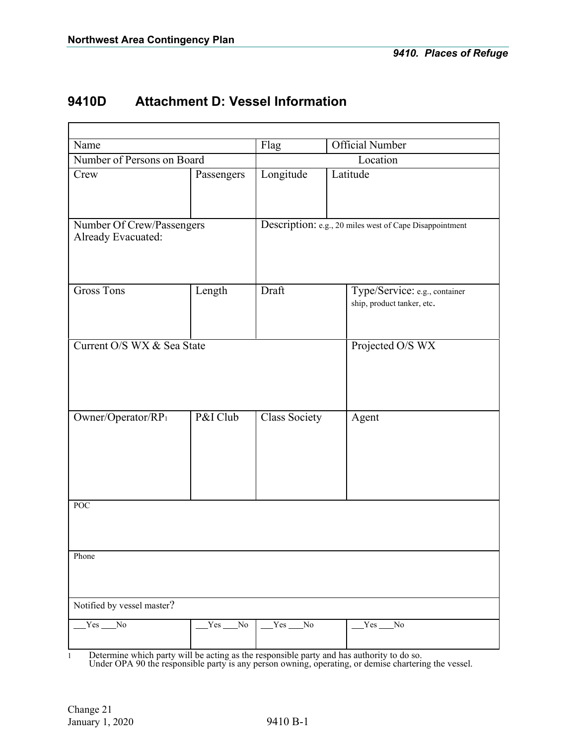## 9410D Attachment D: Vessel Information

| | | | | |
|---|---|---|---|---|
| Name | | Flag | Official Number | |
| Number of Persons on Board | | Location | | |
| Crew | Passengers | Longitude | Latitude | |
| Number Of Crew/Passengers Already Evacuated: | | Description: e.g., 20 miles west of Cape Disappointment | | |
| Gross Tons | Length | Draft | | Type/Service: e.g., container ship, product tanker, etc. |
| Current O/S WX & Sea State | | | | Projected O/S WX |
| Owner/Operator/RP[1] | P&I Club | Class Society | | Agent |
| POC | | | | |
| Phone | | | | |
| Notified by vessel master? | | | | |
| ___Yes ___No | ___Yes ___No | ___Yes ___No | | ___Yes ___No |

1 Determine which party will be acting as the responsible party and has authority to do so. Under OPA 90 the responsible party is any person owning, operating, or demise chartering the vessel.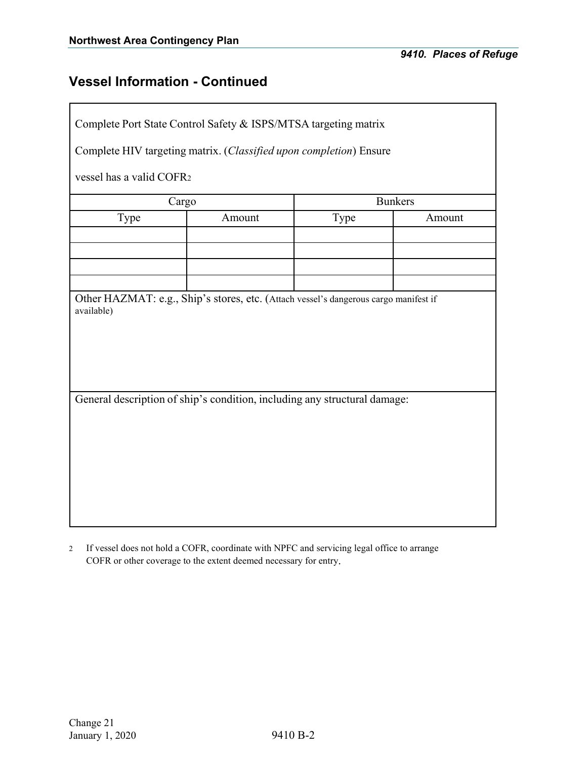## Vessel Information - Continued

Complete Port State Control Safety & ISPS/MTSA targeting matrix

Complete HIV targeting matrix. (*Classified upon completion*) Ensure

vessel has a valid COFR[2]

| Cargo | | Bunkers | |
|---|---|---|---|
| Type | Amount | Type | Amount |
| | | | |
| | | | |
| | | | |
| | | | |

Other HAZMAT: e.g., Ship's stores, etc. (Attach vessel's dangerous cargo manifest if available)

General description of ship's condition, including any structural damage:

2 If vessel does not hold a COFR, coordinate with NPFC and servicing legal office to arrange COFR or other coverage to the extent deemed necessary for entry.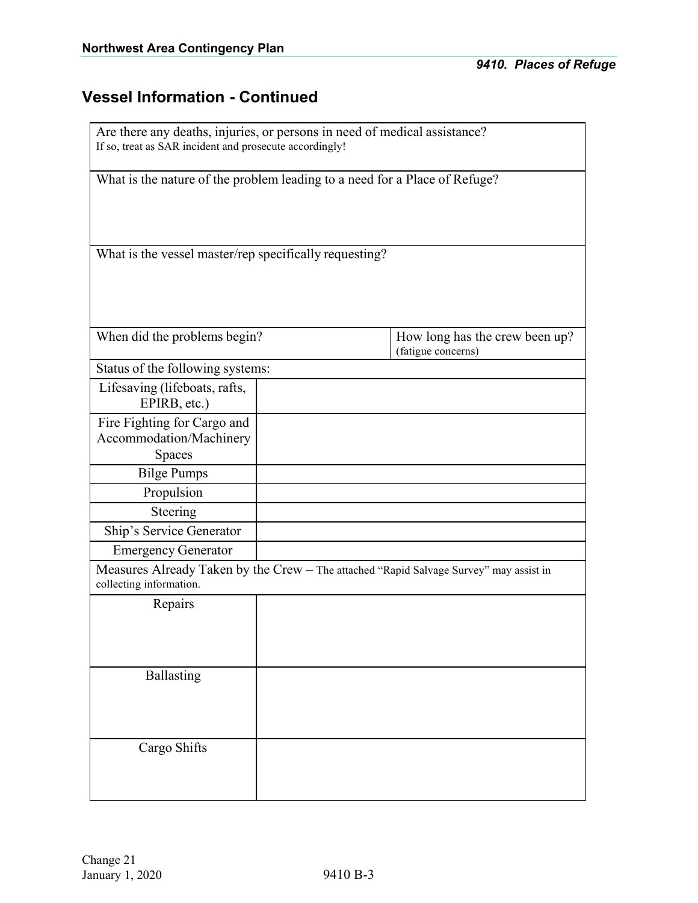## Vessel Information - Continued

| Are there any deaths, injuries, or persons in need of medical assistance? If so, treat as SAR incident and prosecute accordingly! | | |
|---|---|---|
| What is the nature of the problem leading to a need for a Place of Refuge? | | |
| What is the vessel master/rep specifically requesting? | | |
| When did the problems begin? | | How long has the crew been up? (fatigue concerns) |
| Status of the following systems: | | |
| Lifesaving (lifeboats, rafts, EPIRB, etc.) | | |
| Fire Fighting for Cargo and Accommodation/Machinery Spaces | | |
| Bilge Pumps | | |
| Propulsion | | |
| Steering | | |
| Ship's Service Generator | | |
| Emergency Generator | | |
| Measures Already Taken by the Crew – The attached "Rapid Salvage Survey" may assist in collecting information. | | |
| Repairs | | |
| Ballasting | | |
| Cargo Shifts | | |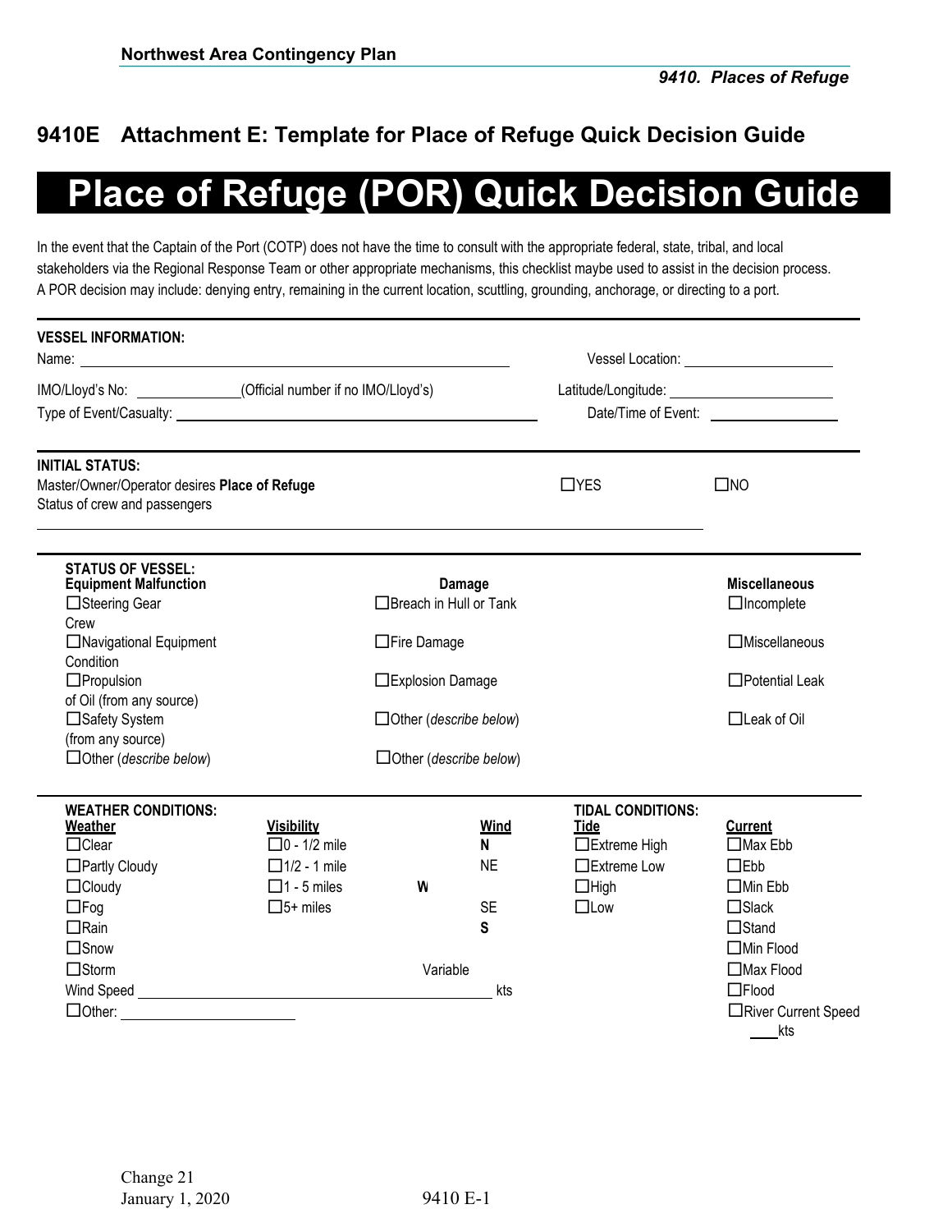## 9410E Attachment E: Template for Place of Refuge Quick Decision Guide

# Place of Refuge (POR) Quick Decision Guide

In the event that the Captain of the Port (COTP) does not have the time to consult with the appropriate federal, state, tribal, and local stakeholders via the Regional Response Team or other appropriate mechanisms, this checklist maybe used to assist in the decision process. A POR decision may include: denying entry, remaining in the current location, scuttling, grounding, anchorage, or directing to a port.

---

**VESSEL INFORMATION:**

Name: ______________________________ Vessel Location: ____________________

IMO/Lloyd's No: ______________(Official number if no IMO/Lloyd's) Latitude/Longitude: ______________________

Type of Event/Casualty: ______________________________ Date/Time of Event: ________________

---

**INITIAL STATUS:**

Master/Owner/Operator desires **Place of Refuge** ☐YES ☐NO

Status of crew and passengers

______________________________________________________________________

---

**STATUS OF VESSEL:**

| **Equipment Malfunction** | **Damage** | **Miscellaneous** |
|---|---|---|
| ☐Steering Gear | ☐Breach in Hull or Tank | ☐Incomplete Crew |
| ☐Navigational Equipment | ☐Fire Damage | ☐Miscellaneous Condition |
| ☐Propulsion | ☐Explosion Damage | ☐Potential Leak of Oil (from any source) |
| ☐Safety System | ☐Other (*describe below*) | ☐Leak of Oil (from any source) |
| ☐Other (*describe below*) | ☐Other (*describe below*) | |

---

**WEATHER CONDITIONS:** / **TIDAL CONDITIONS:**

| **Weather** | **Visibility** | **Wind** | **Tide** | **Current** |
|---|---|---|---|---|
| ☐Clear | ☐0 - 1/2 mile | N | ☐Extreme High | ☐Max Ebb |
| ☐Partly Cloudy | ☐1/2 - 1 mile | NE | ☐Extreme Low | ☐Ebb |
| ☐Cloudy | ☐1 - 5 miles | W | ☐High | ☐Min Ebb |
| ☐Fog | ☐5+ miles | SE | ☐Low | ☐Slack |
| ☐Rain | | S | | ☐Stand |
| ☐Snow | | | | ☐Min Flood |
| ☐Storm | | Variable | | ☐Max Flood |
| Wind Speed ______ kts | | | | ☐Flood |
| ☐Other: ____________ | | | | ☐River Current Speed ____kts |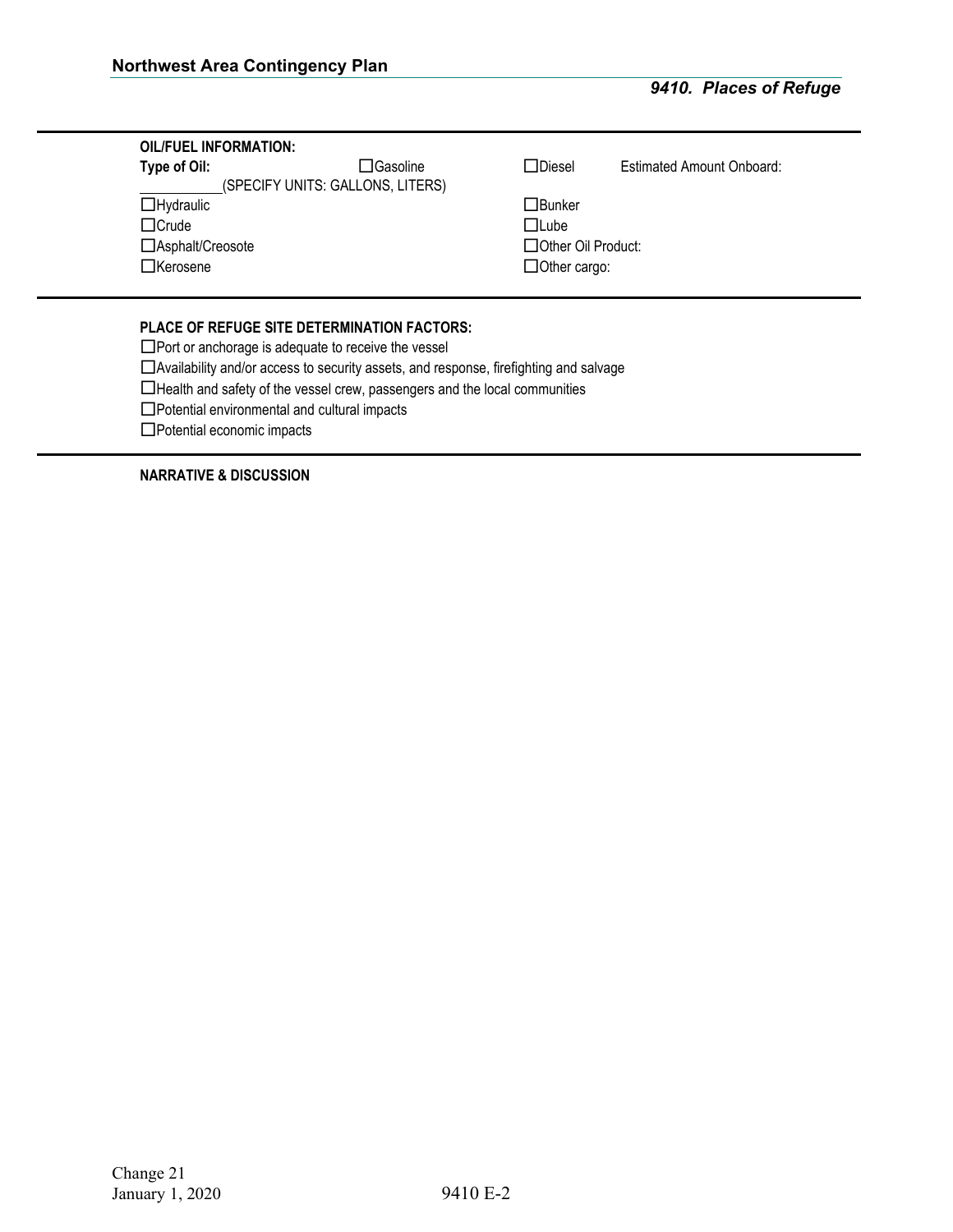**OIL/FUEL INFORMATION:**

**Type of Oil:** ☐Gasoline ☐Diesel Estimated Amount Onboard: ___________(SPECIFY UNITS: GALLONS, LITERS)

☐Hydraulic ☐Bunker

☐Crude ☐Lube

☐Asphalt/Creosote ☐Other Oil Product:

☐Kerosene ☐Other cargo:

**PLACE OF REFUGE SITE DETERMINATION FACTORS:**

☐Port or anchorage is adequate to receive the vessel

☐Availability and/or access to security assets, and response, firefighting and salvage

☐Health and safety of the vessel crew, passengers and the local communities

☐Potential environmental and cultural impacts

☐Potential economic impacts

**NARRATIVE & DISCUSSION**